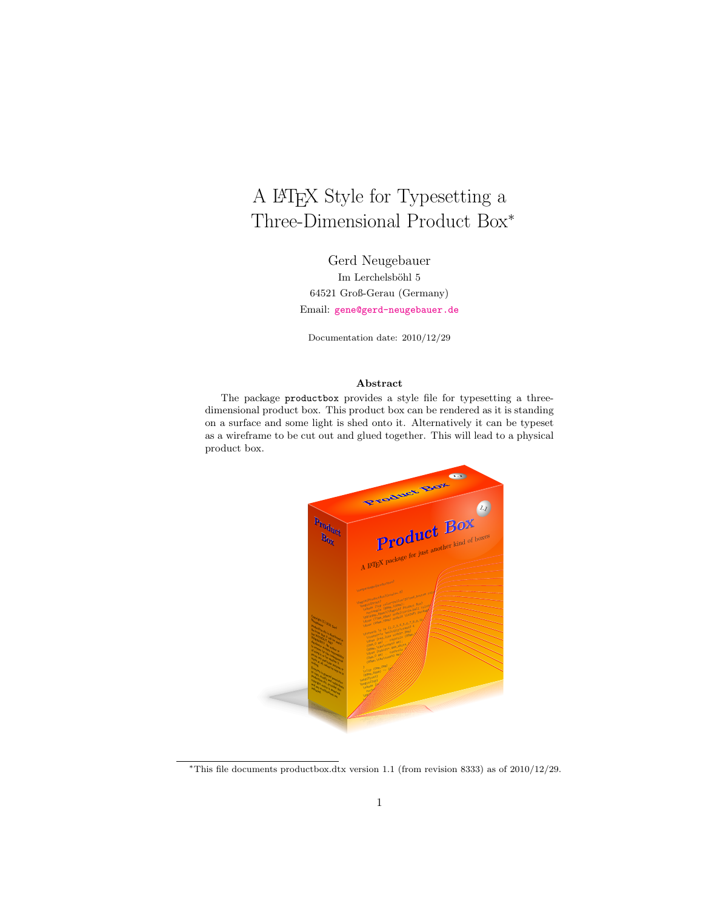# A LaTeX Style for Typesetting a Three-Dimensional Product Box*

Gerd Neugebauer
Im Lerchelsböhl 5
64521 Groß-Gerau (Germany)
Email: gene@gerd-neugebauer.de

Documentation date: 2010/12/29

### Abstract

The package `productbox` provides a style file for typesetting a three-dimensional product box. This product box can be rendered as it is standing on a surface and some light is shed onto it. Alternatively it can be typeset as a wireframe to be cut out and glued together. This will lead to a physical product box.

---

*This file documents productbox.dtx version 1.1 (from revision 8333) as of 2010/12/29.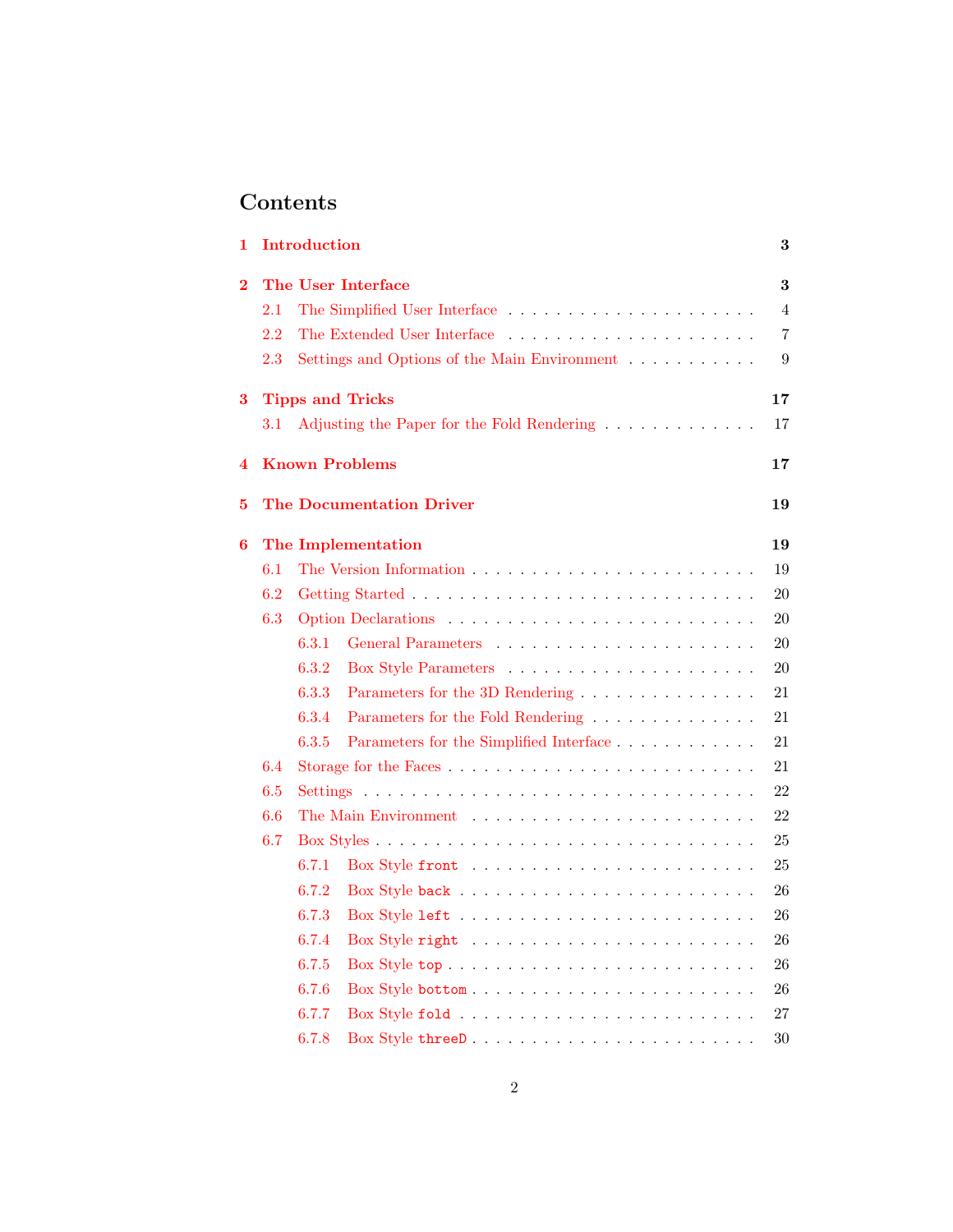# Contents

**1 Introduction** **3**

**2 The User Interface** **3**

- 2.1 The Simplified User Interface . . . . . . 4
- 2.2 The Extended User Interface . . . . . . 7
- 2.3 Settings and Options of the Main Environment . . . . . . 9

**3 Tipps and Tricks** **17**

- 3.1 Adjusting the Paper for the Fold Rendering . . . . . . 17

**4 Known Problems** **17**

**5 The Documentation Driver** **19**

**6 The Implementation** **19**

- 6.1 The Version Information . . . . . . 19
- 6.2 Getting Started . . . . . . 20
- 6.3 Option Declarations . . . . . . 20
  - 6.3.1 General Parameters . . . . . . 20
  - 6.3.2 Box Style Parameters . . . . . . 20
  - 6.3.3 Parameters for the 3D Rendering . . . . . . 21
  - 6.3.4 Parameters for the Fold Rendering . . . . . . 21
  - 6.3.5 Parameters for the Simplified Interface . . . . . . 21
- 6.4 Storage for the Faces . . . . . . 21
- 6.5 Settings . . . . . . 22
- 6.6 The Main Environment . . . . . . 22
- 6.7 Box Styles . . . . . . 25
  - 6.7.1 Box Style `front` . . . . . . 25
  - 6.7.2 Box Style `back` . . . . . . 26
  - 6.7.3 Box Style `left` . . . . . . 26
  - 6.7.4 Box Style `right` . . . . . . 26
  - 6.7.5 Box Style `top` . . . . . . 26
  - 6.7.6 Box Style `bottom` . . . . . . 26
  - 6.7.7 Box Style `fold` . . . . . . 27
  - 6.7.8 Box Style `threeD` . . . . . . 30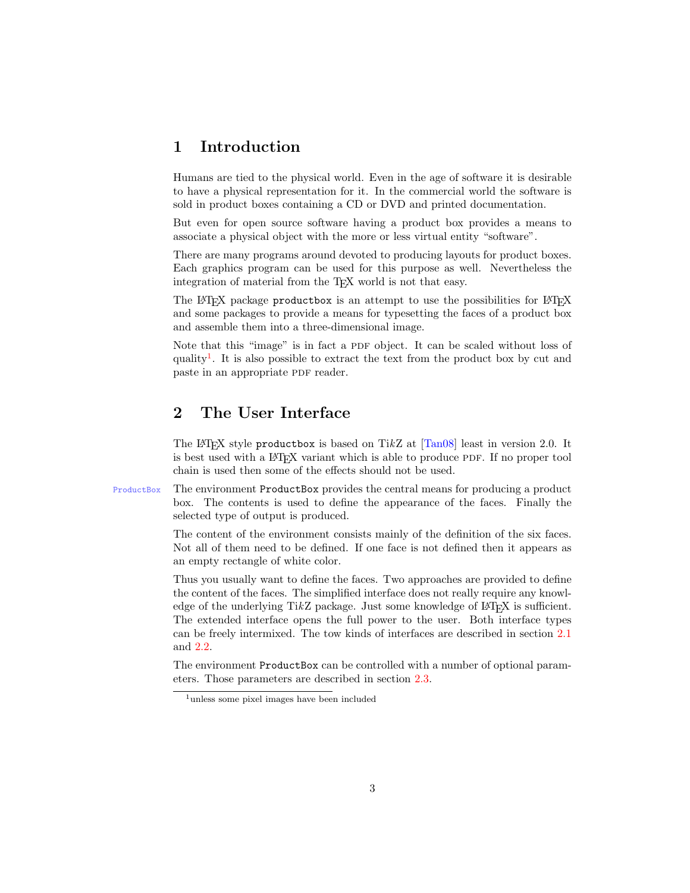# 1 Introduction

Humans are tied to the physical world. Even in the age of software it is desirable to have a physical representation for it. In the commercial world the software is sold in product boxes containing a CD or DVD and printed documentation.

But even for open source software having a product box provides a means to associate a physical object with the more or less virtual entity “software”.

There are many programs around devoted to producing layouts for product boxes. Each graphics program can be used for this purpose as well. Nevertheless the integration of material from the TeX world is not that easy.

The LaTeX package `productbox` is an attempt to use the possibilities for LaTeX and some packages to provide a means for typesetting the faces of a product box and assemble them into a three-dimensional image.

Note that this “image” is in fact a PDF object. It can be scaled without loss of quality[1]. It is also possible to extract the text from the product box by cut and paste in an appropriate PDF reader.

# 2 The User Interface

The LaTeX style `productbox` is based on Ti*k*Z at [Tan08] least in version 2.0. It is best used with a LaTeX variant which is able to produce PDF. If no proper tool chain is used then some of the effects should not be used.

ProductBox

The environment `ProductBox` provides the central means for producing a product box. The contents is used to define the appearance of the faces. Finally the selected type of output is produced.

The content of the environment consists mainly of the definition of the six faces. Not all of them need to be defined. If one face is not defined then it appears as an empty rectangle of white color.

Thus you usually want to define the faces. Two approaches are provided to define the content of the faces. The simplified interface does not really require any knowledge of the underlying Ti*k*Z package. Just some knowledge of LaTeX is sufficient. The extended interface opens the full power to the user. Both interface types can be freely intermixed. The tow kinds of interfaces are described in section 2.1 and 2.2.

The environment `ProductBox` can be controlled with a number of optional parameters. Those parameters are described in section 2.3.

[1] unless some pixel images have been included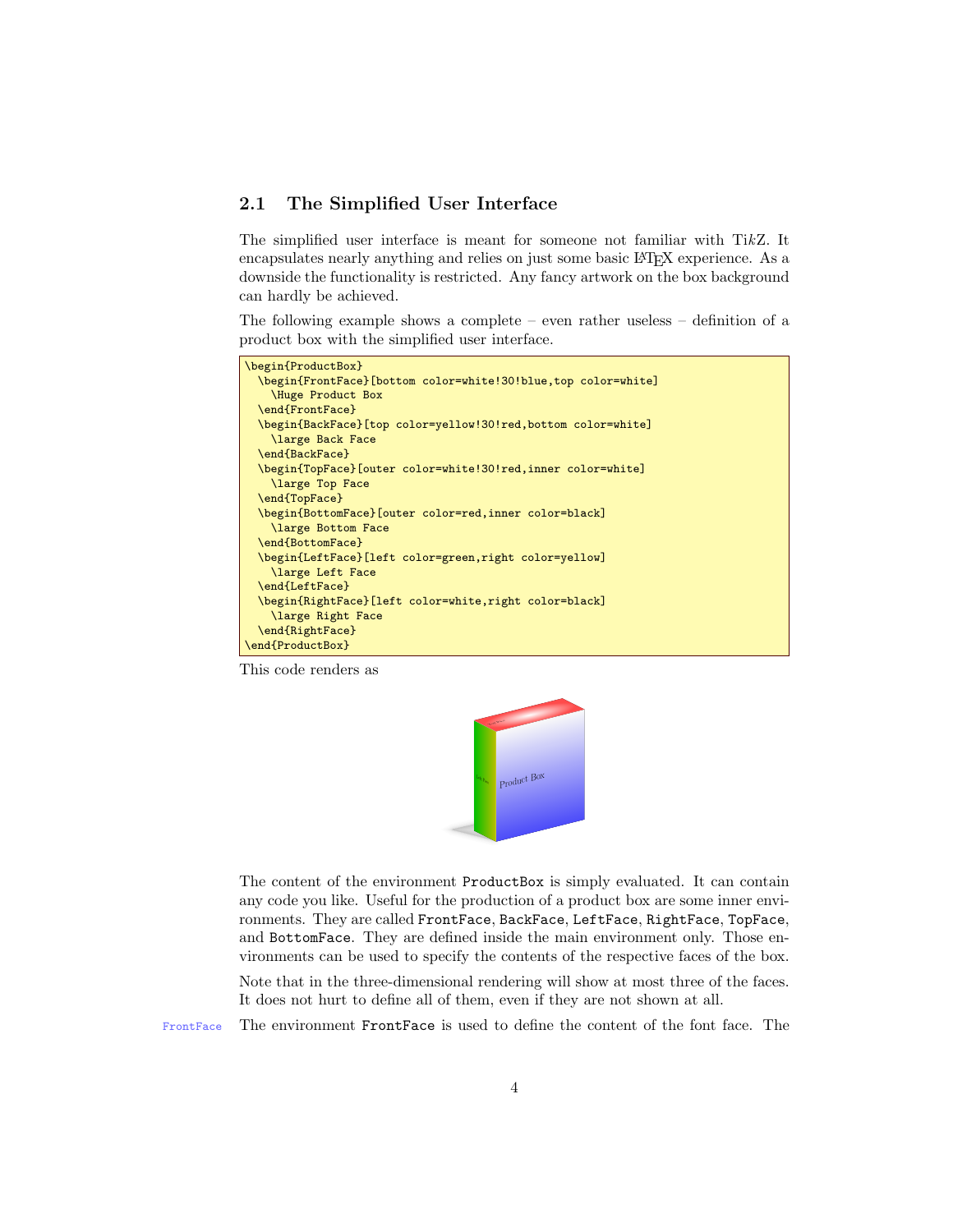## 2.1 The Simplified User Interface

The simplified user interface is meant for someone not familiar with TikZ. It encapsulates nearly anything and relies on just some basic LaTeX experience. As a downside the functionality is restricted. Any fancy artwork on the box background can hardly be achieved.

The following example shows a complete – even rather useless – definition of a product box with the simplified user interface.

```
\begin{ProductBox}
  \begin{FrontFace}[bottom color=white!30!blue,top color=white]
    \Huge Product Box
  \end{FrontFace}
  \begin{BackFace}[top color=yellow!30!red,bottom color=white]
    \large Back Face
  \end{BackFace}
  \begin{TopFace}[outer color=white!30!red,inner color=white]
    \large Top Face
  \end{TopFace}
  \begin{BottomFace}[outer color=red,inner color=black]
    \large Bottom Face
  \end{BottomFace}
  \begin{LeftFace}[left color=green,right color=yellow]
    \large Left Face
  \end{LeftFace}
  \begin{RightFace}[left color=white,right color=black]
    \large Right Face
  \end{RightFace}
\end{ProductBox}
```

This code renders as

The content of the environment `ProductBox` is simply evaluated. It can contain any code you like. Useful for the production of a product box are some inner environments. They are called `FrontFace`, `BackFace`, `LeftFace`, `RightFace`, `TopFace`, and `BottomFace`. They are defined inside the main environment only. Those environments can be used to specify the contents of the respective faces of the box.

Note that in the three-dimensional rendering will show at most three of the faces. It does not hurt to define all of them, even if they are not shown at all.

`FrontFace` The environment `FrontFace` is used to define the content of the font face. The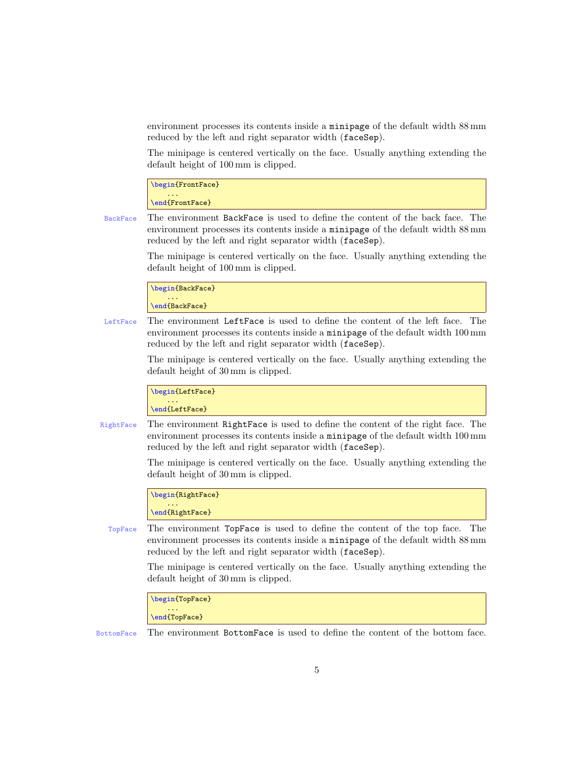environment processes its contents inside a `minipage` of the default width 88 mm reduced by the left and right separator width (`faceSep`).

The minipage is centered vertically on the face. Usually anything extending the default height of 100 mm is clipped.

```
\begin{FrontFace}
    ...
\end{FrontFace}
```

`BackFace` The environment `BackFace` is used to define the content of the back face. The environment processes its contents inside a `minipage` of the default width 88 mm reduced by the left and right separator width (`faceSep`).

The minipage is centered vertically on the face. Usually anything extending the default height of 100 mm is clipped.

```
\begin{BackFace}
    ...
\end{BackFace}
```

`LeftFace` The environment `LeftFace` is used to define the content of the left face. The environment processes its contents inside a `minipage` of the default width 100 mm reduced by the left and right separator width (`faceSep`).

The minipage is centered vertically on the face. Usually anything extending the default height of 30 mm is clipped.

```
\begin{LeftFace}
    ...
\end{LeftFace}
```

`RightFace` The environment `RightFace` is used to define the content of the right face. The environment processes its contents inside a `minipage` of the default width 100 mm reduced by the left and right separator width (`faceSep`).

The minipage is centered vertically on the face. Usually anything extending the default height of 30 mm is clipped.

```
\begin{RightFace}
    ...
\end{RightFace}
```

`TopFace` The environment `TopFace` is used to define the content of the top face. The environment processes its contents inside a `minipage` of the default width 88 mm reduced by the left and right separator width (`faceSep`).

The minipage is centered vertically on the face. Usually anything extending the default height of 30 mm is clipped.

```
\begin{TopFace}
    ...
\end{TopFace}
```

`BottomFace` The environment `BottomFace` is used to define the content of the bottom face.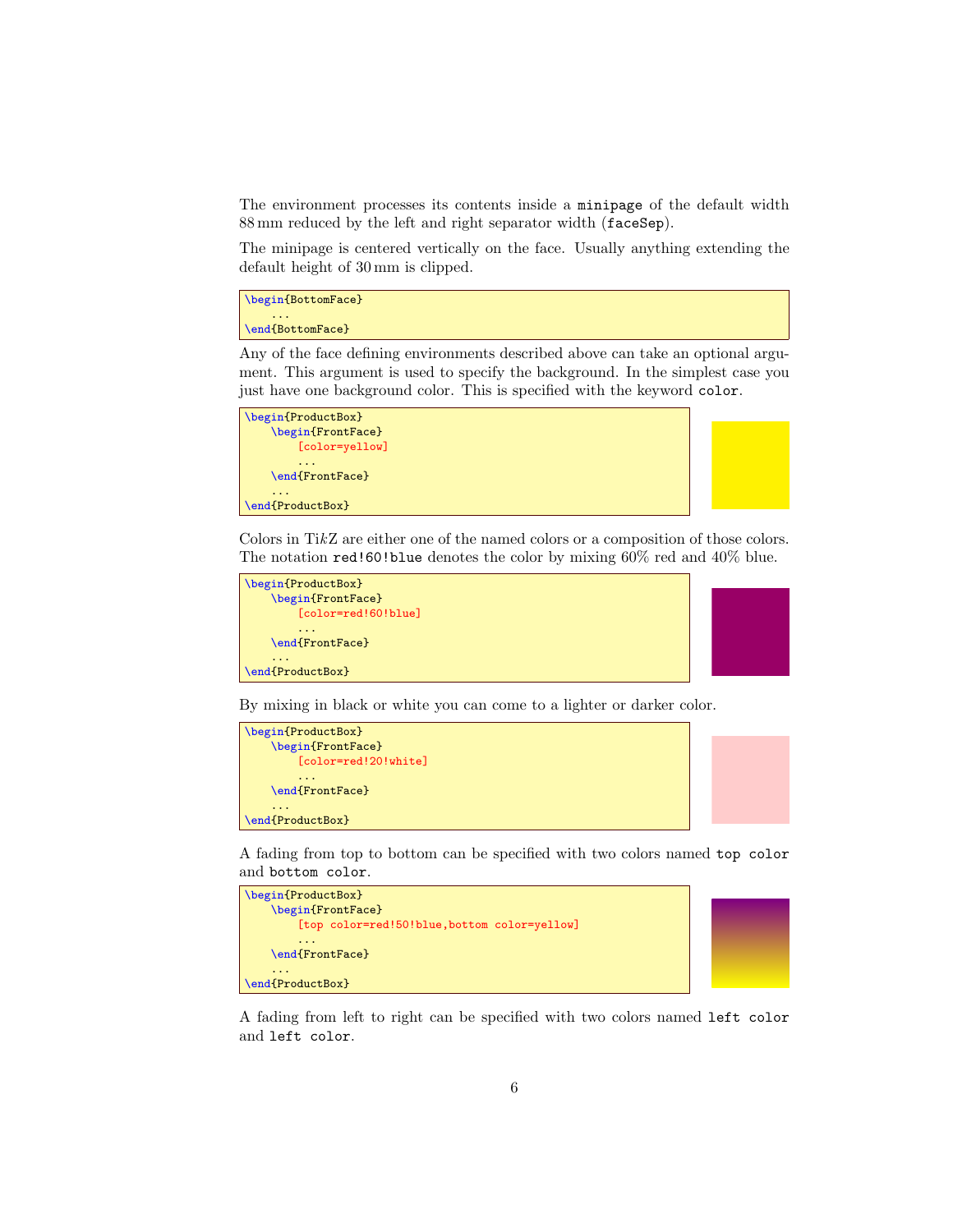The environment processes its contents inside a `minipage` of the default width 88 mm reduced by the left and right separator width (`faceSep`).

The minipage is centered vertically on the face. Usually anything extending the default height of 30 mm is clipped.

```
\begin{BottomFace}
    ...
\end{BottomFace}
```

Any of the face defining environments described above can take an optional argument. This argument is used to specify the background. In the simplest case you just have one background color. This is specified with the keyword `color`.

```
\begin{ProductBox}
    \begin{FrontFace}
        [color=yellow]
        ...
    \end{FrontFace}
    ...
\end{ProductBox}
```

Colors in Ti*k*Z are either one of the named colors or a composition of those colors. The notation `red!60!blue` denotes the color by mixing 60% red and 40% blue.

```
\begin{ProductBox}
    \begin{FrontFace}
        [color=red!60!blue]
        ...
    \end{FrontFace}
    ...
\end{ProductBox}
```

By mixing in black or white you can come to a lighter or darker color.

```
\begin{ProductBox}
    \begin{FrontFace}
        [color=red!20!white]
        ...
    \end{FrontFace}
    ...
\end{ProductBox}
```

A fading from top to bottom can be specified with two colors named `top color` and `bottom color`.

```
\begin{ProductBox}
    \begin{FrontFace}
        [top color=red!50!blue,bottom color=yellow]
        ...
    \end{FrontFace}
    ...
\end{ProductBox}
```

A fading from left to right can be specified with two colors named `left color` and `left color`.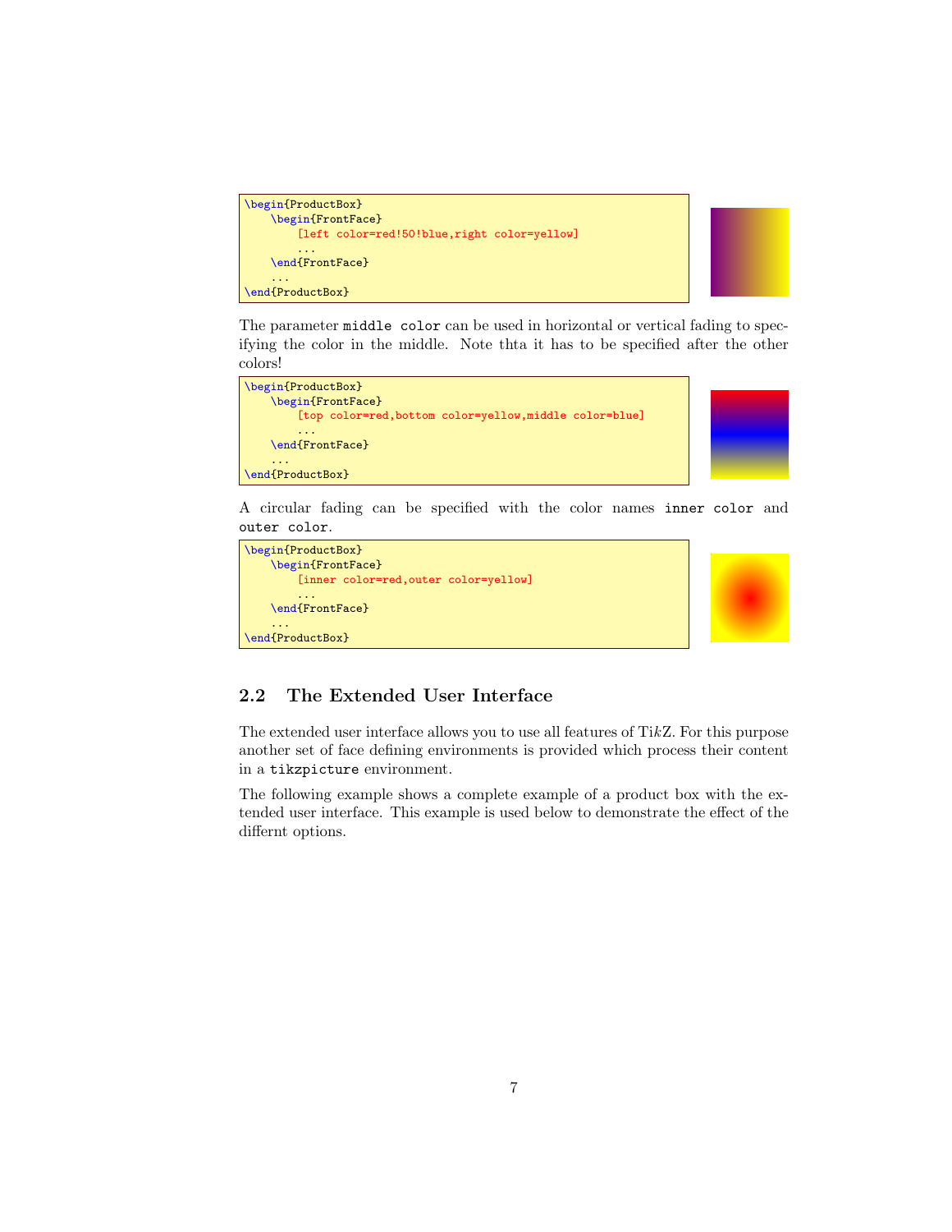```
\begin{ProductBox}
    \begin{FrontFace}
        [left color=red!50!blue,right color=yellow]
        ...
    \end{FrontFace}
    ...
\end{ProductBox}
```

The parameter `middle color` can be used in horizontal or vertical fading to specifying the color in the middle. Note thta it has to be specified after the other colors!

```
\begin{ProductBox}
    \begin{FrontFace}
        [top color=red,bottom color=yellow,middle color=blue]
        ...
    \end{FrontFace}
    ...
\end{ProductBox}
```

A circular fading can be specified with the color names `inner color` and `outer color`.

```
\begin{ProductBox}
    \begin{FrontFace}
        [inner color=red,outer color=yellow]
        ...
    \end{FrontFace}
    ...
\end{ProductBox}
```

## 2.2 The Extended User Interface

The extended user interface allows you to use all features of Ti*k*Z. For this purpose another set of face defining environments is provided which process their content in a `tikzpicture` environment.

The following example shows a complete example of a product box with the extended user interface. This example is used below to demonstrate the effect of the differnt options.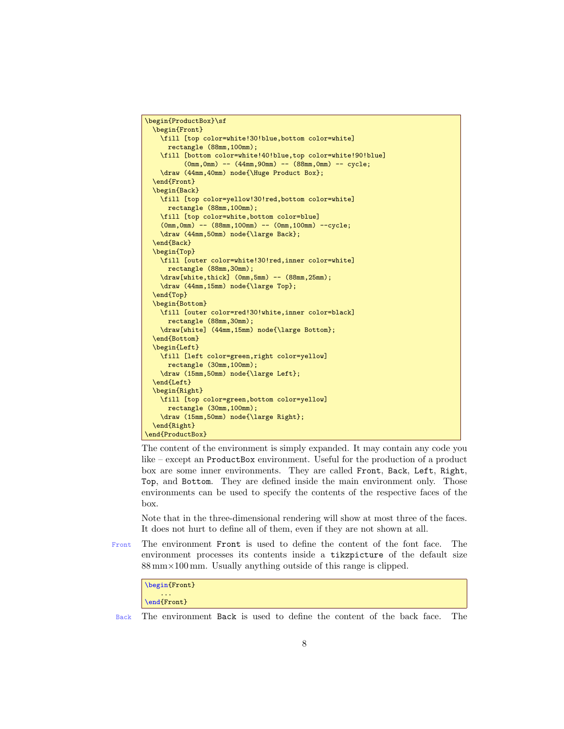```
\begin{ProductBox}\sf
  \begin{Front}
    \fill [top color=white!30!blue,bottom color=white]
      rectangle (88mm,100mm);
    \fill [bottom color=white!40!blue,top color=white!90!blue]
          (0mm,0mm) -- (44mm,90mm) -- (88mm,0mm) -- cycle;
    \draw (44mm,40mm) node{\Huge Product Box};
  \end{Front}
  \begin{Back}
    \fill [top color=yellow!30!red,bottom color=white]
      rectangle (88mm,100mm);
    \fill [top color=white,bottom color=blue]
    (0mm,0mm) -- (88mm,100mm) -- (0mm,100mm) --cycle;
    \draw (44mm,50mm) node{\large Back};
  \end{Back}
  \begin{Top}
    \fill [outer color=white!30!red,inner color=white]
      rectangle (88mm,30mm);
    \draw[white,thick] (0mm,5mm) -- (88mm,25mm);
    \draw (44mm,15mm) node{\large Top};
  \end{Top}
  \begin{Bottom}
    \fill [outer color=red!30!white,inner color=black]
      rectangle (88mm,30mm);
    \draw[white] (44mm,15mm) node{\large Bottom};
  \end{Bottom}
  \begin{Left}
    \fill [left color=green,right color=yellow]
      rectangle (30mm,100mm);
    \draw (15mm,50mm) node{\large Left};
  \end{Left}
  \begin{Right}
    \fill [top color=green,bottom color=yellow]
      rectangle (30mm,100mm);
    \draw (15mm,50mm) node{\large Right};
  \end{Right}
\end{ProductBox}
```

The content of the environment is simply expanded. It may contain any code you like – except an `ProductBox` environment. Useful for the production of a product box are some inner environments. They are called `Front`, `Back`, `Left`, `Right`, `Top`, and `Bottom`. They are defined inside the main environment only. Those environments can be used to specify the contents of the respective faces of the box.

Note that in the three-dimensional rendering will show at most three of the faces. It does not hurt to define all of them, even if they are not shown at all.

Front — The environment `Front` is used to define the content of the font face. The environment processes its contents inside a `tikzpicture` of the default size 88 mm×100 mm. Usually anything outside of this range is clipped.

```
\begin{Front}
    ...
\end{Front}
```

Back — The environment `Back` is used to define the content of the back face. The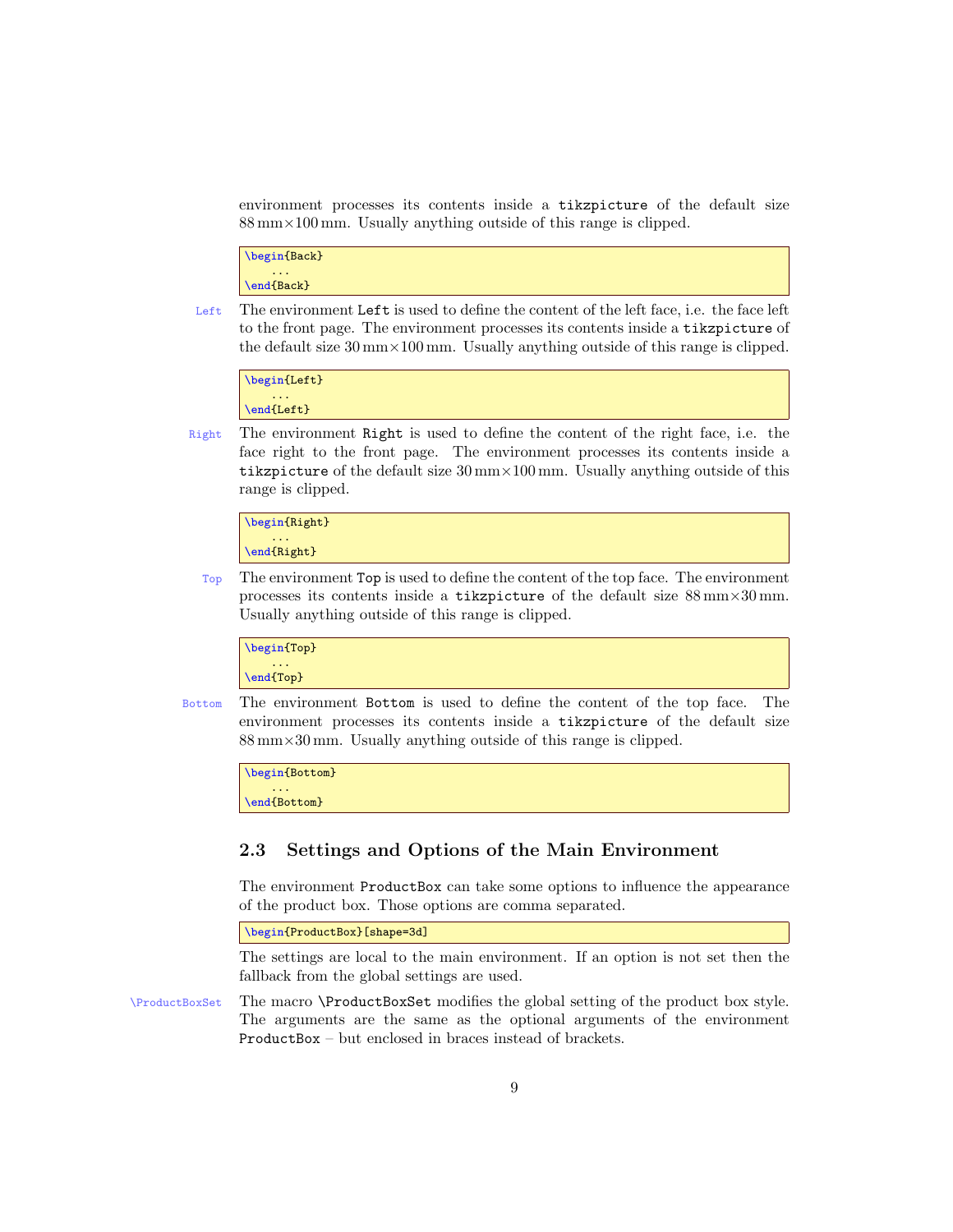environment processes its contents inside a `tikzpicture` of the default size 88 mm×100 mm. Usually anything outside of this range is clipped.

```
\begin{Back}
    ...
\end{Back}
```

`Left` The environment `Left` is used to define the content of the left face, i.e. the face left to the front page. The environment processes its contents inside a `tikzpicture` of the default size 30 mm×100 mm. Usually anything outside of this range is clipped.

```
\begin{Left}
    ...
\end{Left}
```

`Right` The environment `Right` is used to define the content of the right face, i.e. the face right to the front page. The environment processes its contents inside a `tikzpicture` of the default size 30 mm×100 mm. Usually anything outside of this range is clipped.

```
\begin{Right}
    ...
\end{Right}
```

`Top` The environment `Top` is used to define the content of the top face. The environment processes its contents inside a `tikzpicture` of the default size 88 mm×30 mm. Usually anything outside of this range is clipped.

```
\begin{Top}
    ...
\end{Top}
```

`Bottom` The environment `Bottom` is used to define the content of the top face. The environment processes its contents inside a `tikzpicture` of the default size 88 mm×30 mm. Usually anything outside of this range is clipped.

```
\begin{Bottom}
    ...
\end{Bottom}
```

## 2.3 Settings and Options of the Main Environment

The environment `ProductBox` can take some options to influence the appearance of the product box. Those options are comma separated.

```
\begin{ProductBox}[shape=3d]
```

The settings are local to the main environment. If an option is not set then the fallback from the global settings are used.

`\ProductBoxSet` The macro `\ProductBoxSet` modifies the global setting of the product box style. The arguments are the same as the optional arguments of the environment `ProductBox` – but enclosed in braces instead of brackets.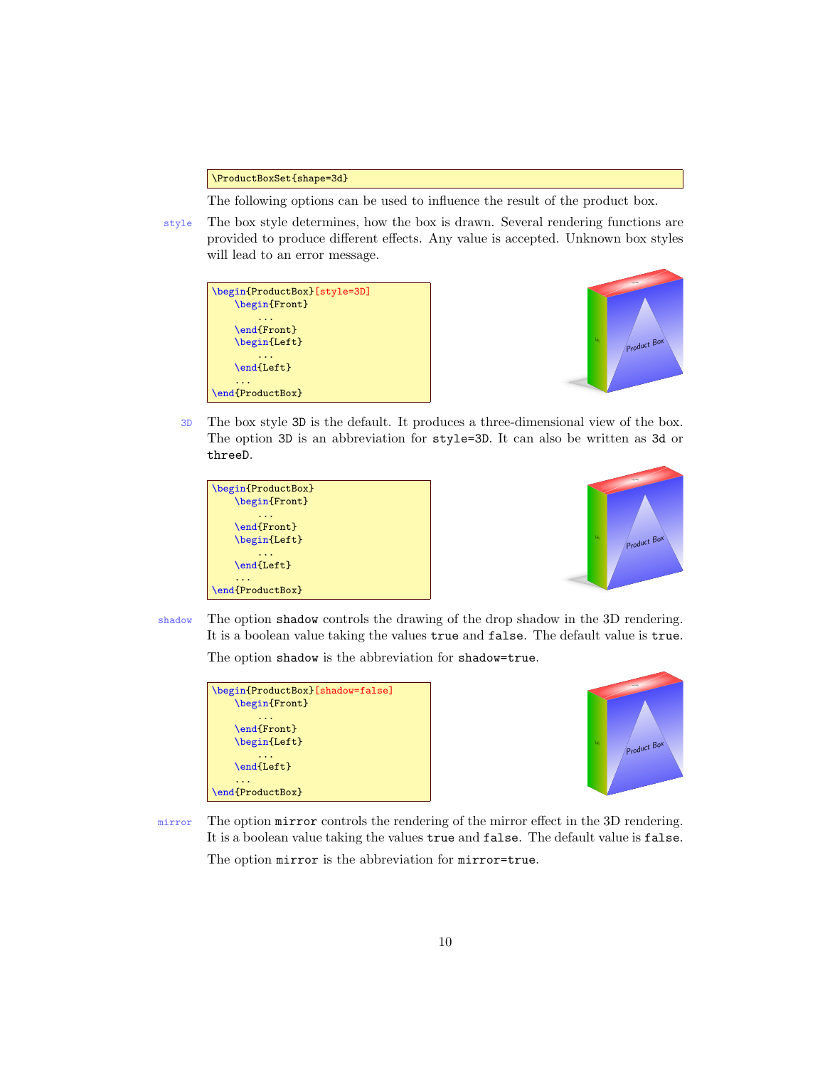```
\ProductBoxSet{shape=3d}
```

The following options can be used to influence the result of the product box.

**style** The box style determines, how the box is drawn. Several rendering functions are provided to produce different effects. Any value is accepted. Unknown box styles will lead to an error message.

```
\begin{ProductBox}[style=3D]
    \begin{Front}
        ...
    \end{Front}
    \begin{Left}
        ...
    \end{Left}
    ...
\end{ProductBox}
```

**3D** The box style 3D is the default. It produces a three-dimensional view of the box. The option 3D is an abbreviation for style=3D. It can also be written as 3d or threeD.

```
\begin{ProductBox}
    \begin{Front}
        ...
    \end{Front}
    \begin{Left}
        ...
    \end{Left}
    ...
\end{ProductBox}
```

**shadow** The option shadow controls the drawing of the drop shadow in the 3D rendering. It is a boolean value taking the values true and false. The default value is true.

The option shadow is the abbreviation for shadow=true.

```
\begin{ProductBox}[shadow=false]
    \begin{Front}
        ...
    \end{Front}
    \begin{Left}
        ...
    \end{Left}
    ...
\end{ProductBox}
```

**mirror** The option mirror controls the rendering of the mirror effect in the 3D rendering. It is a boolean value taking the values true and false. The default value is false.

The option mirror is the abbreviation for mirror=true.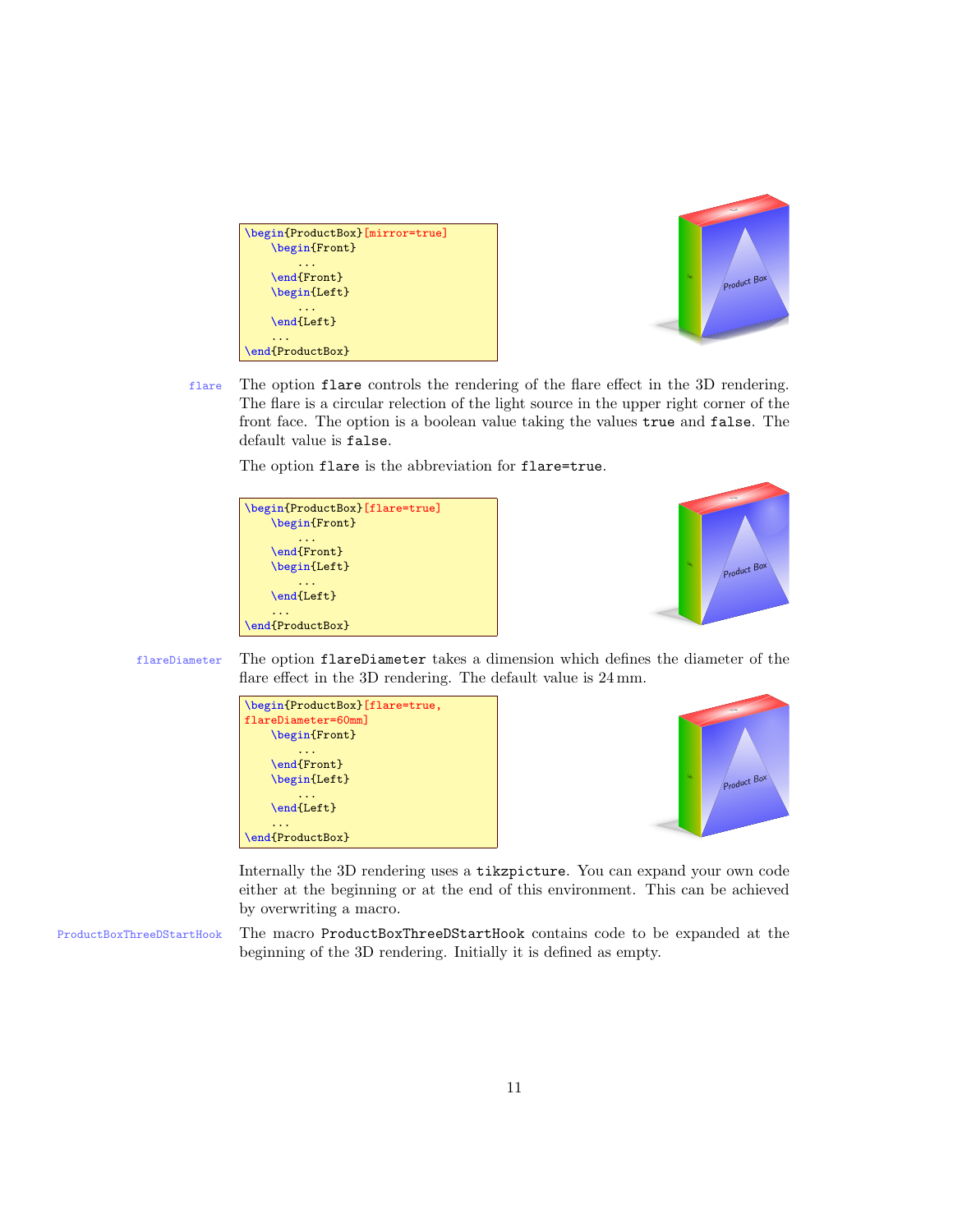```
\begin{ProductBox}[mirror=true]
    \begin{Front}
        ...
    \end{Front}
    \begin{Left}
        ...
    \end{Left}
    ...
\end{ProductBox}
```

**flare** The option `flare` controls the rendering of the flare effect in the 3D rendering. The flare is a circular relection of the light source in the upper right corner of the front face. The option is a boolean value taking the values `true` and `false`. The default value is `false`.

The option `flare` is the abbreviation for `flare=true`.

```
\begin{ProductBox}[flare=true]
    \begin{Front}
        ...
    \end{Front}
    \begin{Left}
        ...
    \end{Left}
    ...
\end{ProductBox}
```

**flareDiameter** The option `flareDiameter` takes a dimension which defines the diameter of the flare effect in the 3D rendering. The default value is 24 mm.

```
\begin{ProductBox}[flare=true,
flareDiameter=60mm]
    \begin{Front}
        ...
    \end{Front}
    \begin{Left}
        ...
    \end{Left}
    ...
\end{ProductBox}
```

Internally the 3D rendering uses a `tikzpicture`. You can expand your own code either at the beginning or at the end of this environment. This can be achieved by overwriting a macro.

**ProductBoxThreeDStartHook** The macro `ProductBoxThreeDStartHook` contains code to be expanded at the beginning of the 3D rendering. Initially it is defined as empty.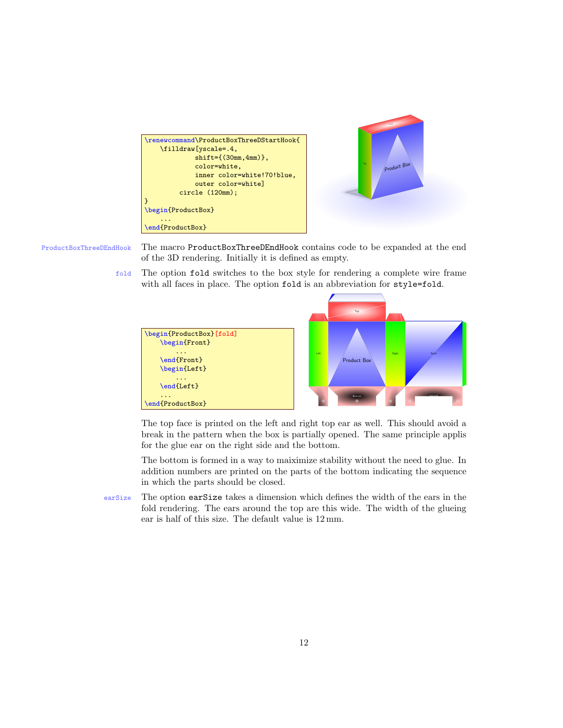```
\renewcommand\ProductBoxThreeDStartHook{
    \filldraw[yscale=.4,
            shift={(30mm,4mm)},
            color=white,
            inner color=white!70!blue,
            outer color=white]
        circle (120mm);
}
\begin{ProductBox}
    ...
\end{ProductBox}
```

**ProductBoxThreeDEndHook** The macro `ProductBoxThreeDEndHook` contains code to be expanded at the end of the 3D rendering. Initially it is defined as empty.

**fold** The option `fold` switches to the box style for rendering a complete wire frame with all faces in place. The option `fold` is an abbreviation for `style=fold`.

```
\begin{ProductBox}[fold]
    \begin{Front}
        ...
    \end{Front}
    \begin{Left}
        ...
    \end{Left}
    ...
\end{ProductBox}
```

The top face is printed on the left and right top ear as well. This should avoid a break in the pattern when the box is partially opened. The same principle applis for the glue ear on the right side and the bottom.

The bottom is formed in a way to maiximize stability without the need to glue. In addition numbers are printed on the parts of the bottom indicating the sequence in which the parts should be closed.

**earSize** The option `earSize` takes a dimension which defines the width of the ears in the fold rendering. The ears around the top are this wide. The width of the glueing ear is half of this size. The default value is 12 mm.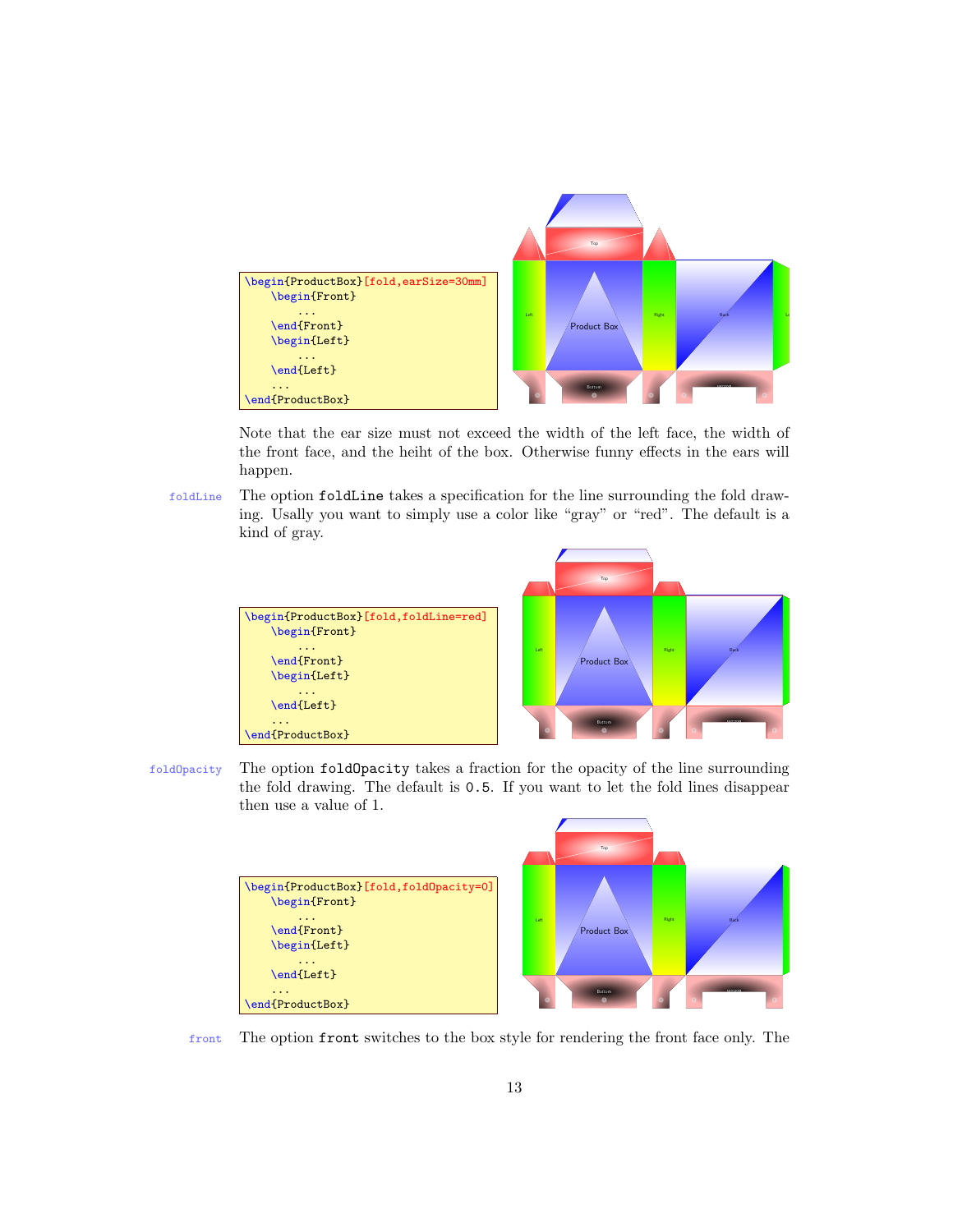```
\begin{ProductBox}[fold,earSize=30mm]
    \begin{Front}
        ...
    \end{Front}
    \begin{Left}
        ...
    \end{Left}
    ...
\end{ProductBox}
```

Note that the ear size must not exceed the width of the left face, the width of the front face, and the heiht of the box. Otherwise funny effects in the ears will happen.

foldLine The option foldLine takes a specification for the line surrounding the fold drawing. Usally you want to simply use a color like “gray” or “red”. The default is a kind of gray.

```
\begin{ProductBox}[fold,foldLine=red]
    \begin{Front}
        ...
    \end{Front}
    \begin{Left}
        ...
    \end{Left}
    ...
\end{ProductBox}
```

foldOpacity The option foldOpacity takes a fraction for the opacity of the line surrounding the fold drawing. The default is 0.5. If you want to let the fold lines disappear then use a value of 1.

```
\begin{ProductBox}[fold,foldOpacity=0]
    \begin{Front}
        ...
    \end{Front}
    \begin{Left}
        ...
    \end{Left}
    ...
\end{ProductBox}
```

front The option front switches to the box style for rendering the front face only. The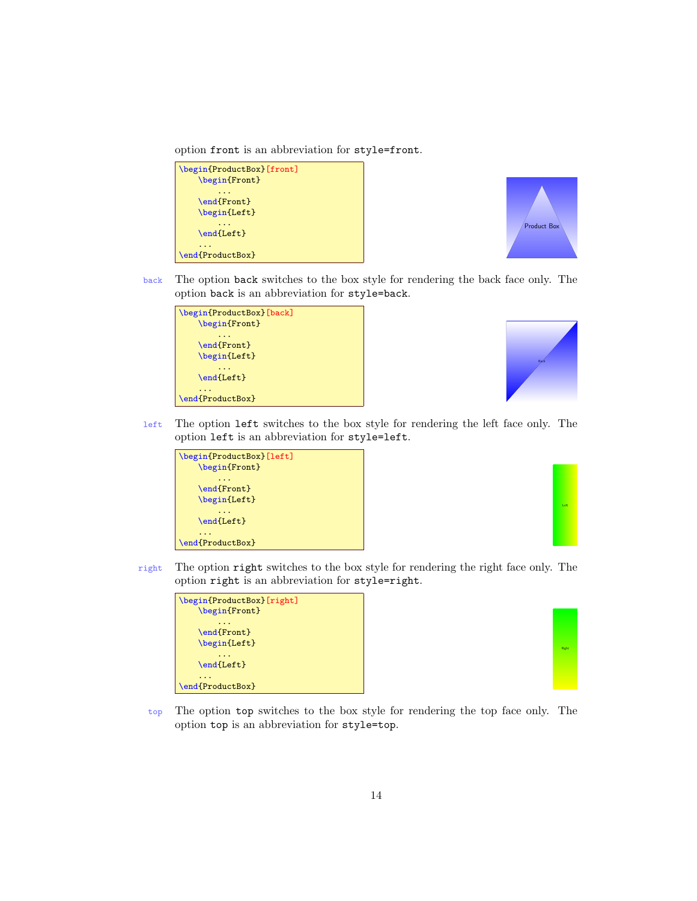option `front` is an abbreviation for `style=front`.

```
\begin{ProductBox}[front]
    \begin{Front}
        ...
    \end{Front}
    \begin{Left}
        ...
    \end{Left}
    ...
\end{ProductBox}
```

Product Box

`back` The option `back` switches to the box style for rendering the back face only. The option `back` is an abbreviation for `style=back`.

```
\begin{ProductBox}[back]
    \begin{Front}
        ...
    \end{Front}
    \begin{Left}
        ...
    \end{Left}
    ...
\end{ProductBox}
```

Back

`left` The option `left` switches to the box style for rendering the left face only. The option `left` is an abbreviation for `style=left`.

```
\begin{ProductBox}[left]
    \begin{Front}
        ...
    \end{Front}
    \begin{Left}
        ...
    \end{Left}
    ...
\end{ProductBox}
```

Left

`right` The option `right` switches to the box style for rendering the right face only. The option `right` is an abbreviation for `style=right`.

```
\begin{ProductBox}[right]
    \begin{Front}
        ...
    \end{Front}
    \begin{Left}
        ...
    \end{Left}
    ...
\end{ProductBox}
```

Right

`top` The option `top` switches to the box style for rendering the top face only. The option `top` is an abbreviation for `style=top`.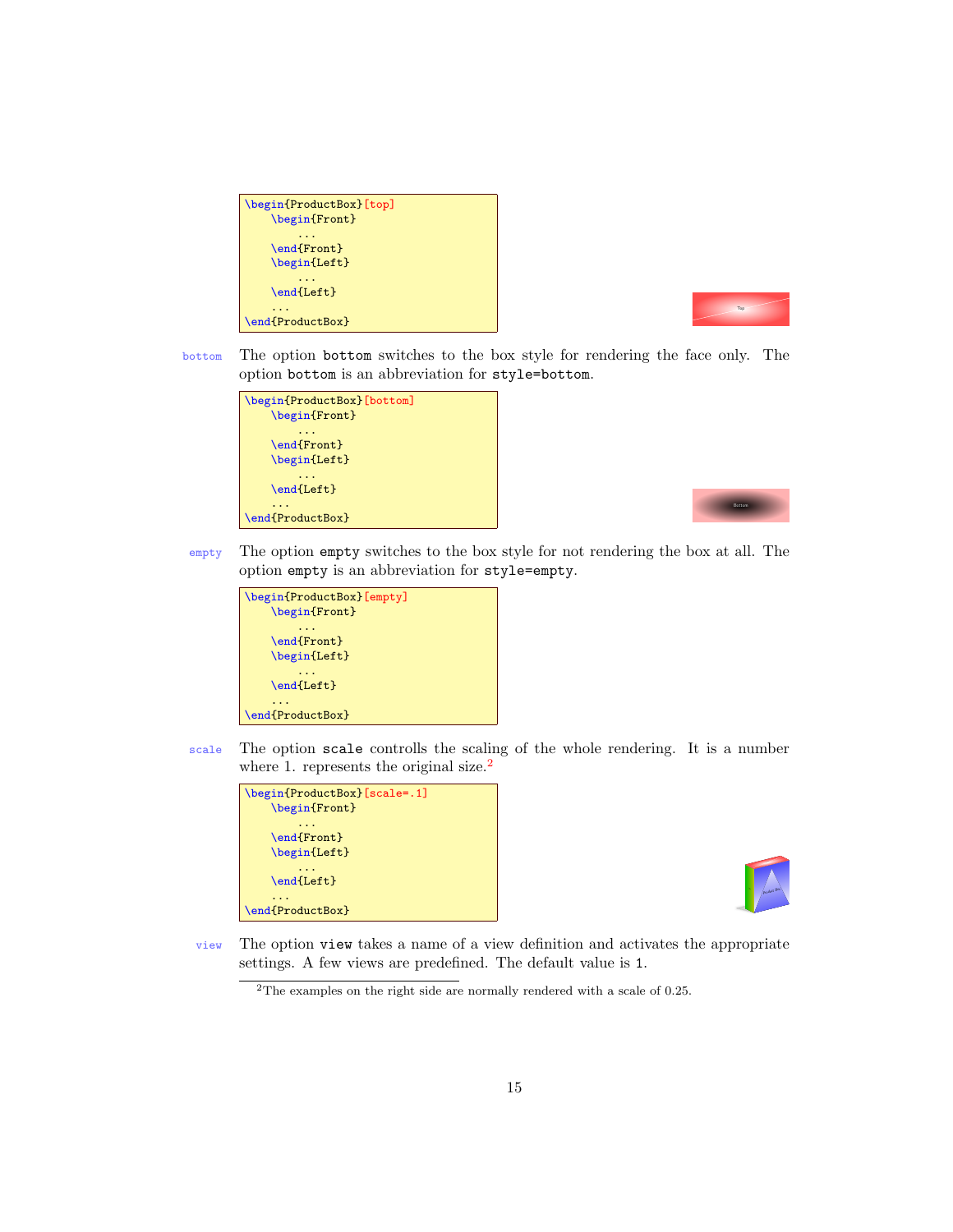```
\begin{ProductBox}[top]
    \begin{Front}
        ...
    \end{Front}
    \begin{Left}
        ...
    \end{Left}
    ...
\end{ProductBox}
```

**bottom** The option `bottom` switches to the box style for rendering the face only. The option `bottom` is an abbreviation for `style=bottom`.

```
\begin{ProductBox}[bottom]
    \begin{Front}
        ...
    \end{Front}
    \begin{Left}
        ...
    \end{Left}
    ...
\end{ProductBox}
```

**empty** The option `empty` switches to the box style for not rendering the box at all. The option `empty` is an abbreviation for `style=empty`.

```
\begin{ProductBox}[empty]
    \begin{Front}
        ...
    \end{Front}
    \begin{Left}
        ...
    \end{Left}
    ...
\end{ProductBox}
```

**scale** The option `scale` controlls the scaling of the whole rendering. It is a number where 1. represents the original size.[2]

```
\begin{ProductBox}[scale=.1]
    \begin{Front}
        ...
    \end{Front}
    \begin{Left}
        ...
    \end{Left}
    ...
\end{ProductBox}
```

**view** The option `view` takes a name of a view definition and activates the appropriate settings. A few views are predefined. The default value is `1`.

[2] The examples on the right side are normally rendered with a scale of 0.25.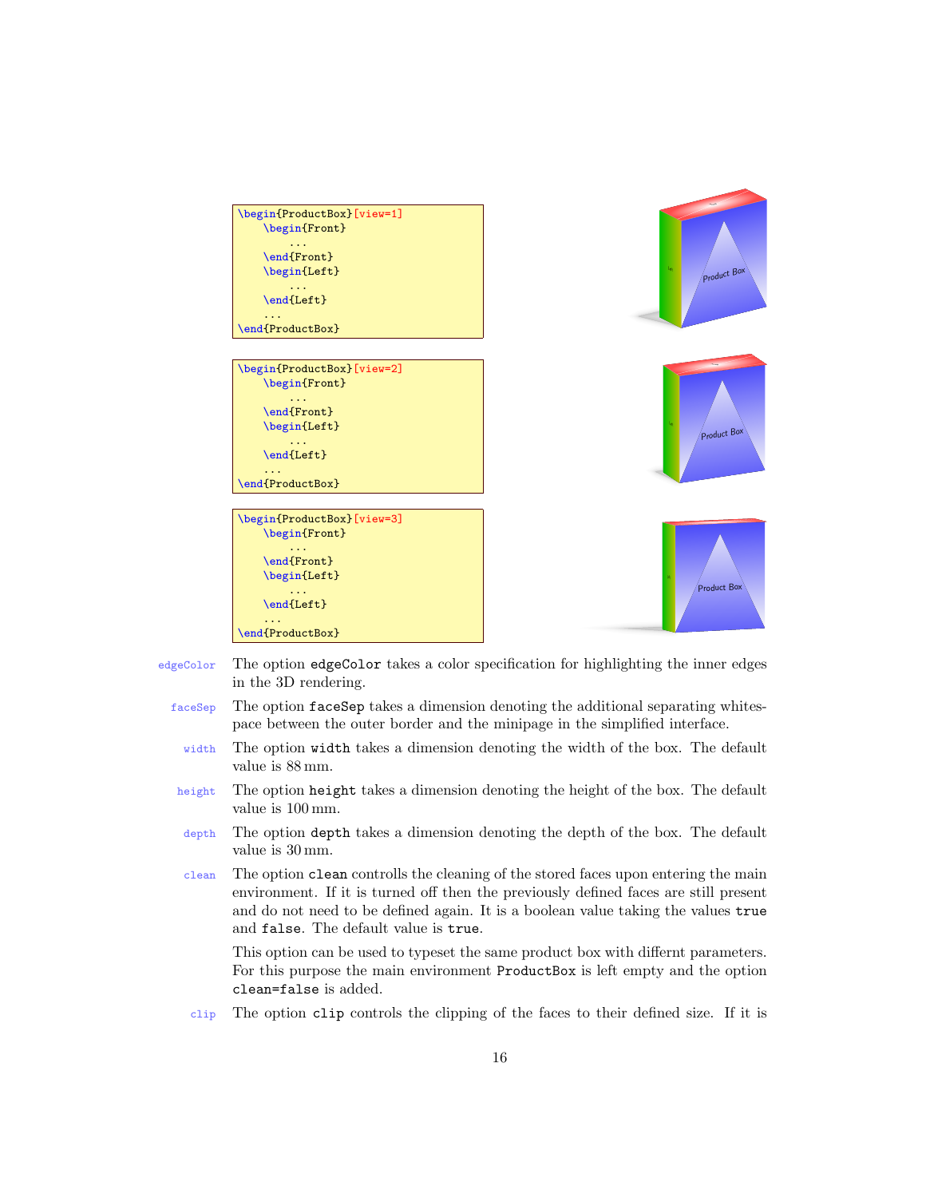```
\begin{ProductBox}[view=1]
    \begin{Front}
        ...
    \end{Front}
    \begin{Left}
        ...
    \end{Left}
    ...
\end{ProductBox}
```

```
\begin{ProductBox}[view=2]
    \begin{Front}
        ...
    \end{Front}
    \begin{Left}
        ...
    \end{Left}
    ...
\end{ProductBox}
```

```
\begin{ProductBox}[view=3]
    \begin{Front}
        ...
    \end{Front}
    \begin{Left}
        ...
    \end{Left}
    ...
\end{ProductBox}
```

**edgeColor** The option `edgeColor` takes a color specification for highlighting the inner edges in the 3D rendering.

**faceSep** The option `faceSep` takes a dimension denoting the additional separating whitespace between the outer border and the minipage in the simplified interface.

**width** The option `width` takes a dimension denoting the width of the box. The default value is 88 mm.

**height** The option `height` takes a dimension denoting the height of the box. The default value is 100 mm.

**depth** The option `depth` takes a dimension denoting the depth of the box. The default value is 30 mm.

**clean** The option `clean` controlls the cleaning of the stored faces upon entering the main environment. If it is turned off then the previously defined faces are still present and do not need to be defined again. It is a boolean value taking the values `true` and `false`. The default value is `true`.

This option can be used to typeset the same product box with differnt parameters. For this purpose the main environment `ProductBox` is left empty and the option `clean=false` is added.

**clip** The option `clip` controls the clipping of the faces to their defined size. If it is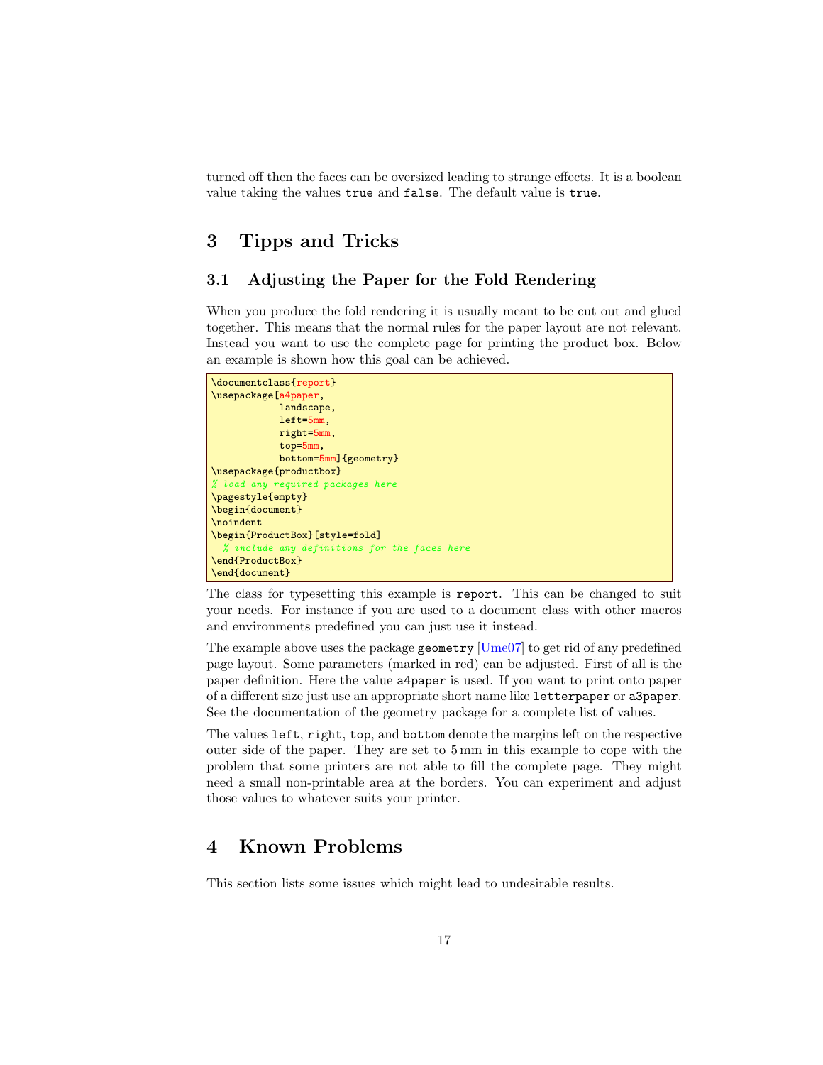turned off then the faces can be oversized leading to strange effects. It is a boolean value taking the values `true` and `false`. The default value is `true`.

# 3 Tipps and Tricks

## 3.1 Adjusting the Paper for the Fold Rendering

When you produce the fold rendering it is usually meant to be cut out and glued together. This means that the normal rules for the paper layout are not relevant. Instead you want to use the complete page for printing the product box. Below an example is shown how this goal can be achieved.

```
\documentclass{report}
\usepackage[a4paper,
            landscape,
            left=5mm,
            right=5mm,
            top=5mm,
            bottom=5mm]{geometry}
\usepackage{productbox}
% load any required packages here
\pagestyle{empty}
\begin{document}
\noindent
\begin{ProductBox}[style=fold]
  % include any definitions for the faces here
\end{ProductBox}
\end{document}
```

The class for typesetting this example is `report`. This can be changed to suit your needs. For instance if you are used to a document class with other macros and environments predefined you can just use it instead.

The example above uses the package `geometry` [Ume07] to get rid of any predefined page layout. Some parameters (marked in red) can be adjusted. First of all is the paper definition. Here the value `a4paper` is used. If you want to print onto paper of a different size just use an appropriate short name like `letterpaper` or `a3paper`. See the documentation of the geometry package for a complete list of values.

The values `left`, `right`, `top`, and `bottom` denote the margins left on the respective outer side of the paper. They are set to 5 mm in this example to cope with the problem that some printers are not able to fill the complete page. They might need a small non-printable area at the borders. You can experiment and adjust those values to whatever suits your printer.

# 4 Known Problems

This section lists some issues which might lead to undesirable results.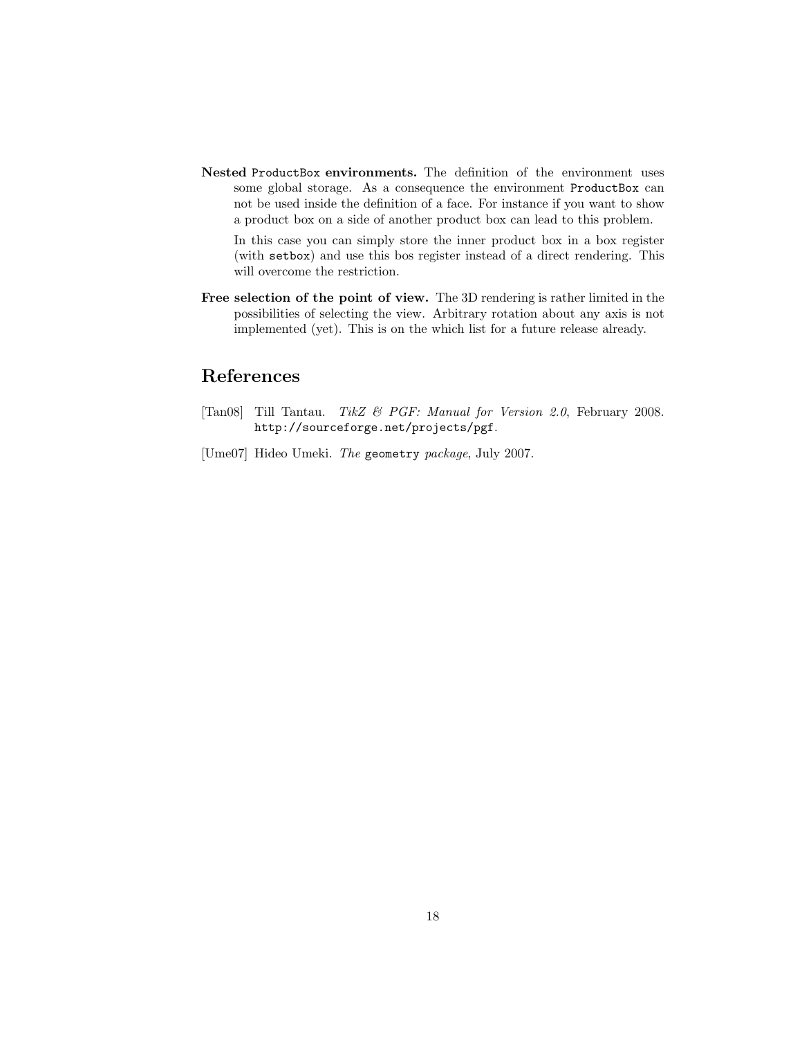**Nested `ProductBox` environments.** The definition of the environment uses some global storage. As a consequence the environment `ProductBox` can not be used inside the definition of a face. For instance if you want to show a product box on a side of another product box can lead to this problem.

In this case you can simply store the inner product box in a box register (with `setbox`) and use this bos register instead of a direct rendering. This will overcome the restriction.

**Free selection of the point of view.** The 3D rendering is rather limited in the possibilities of selecting the view. Arbitrary rotation about any axis is not implemented (yet). This is on the which list for a future release already.

## References

[Tan08] Till Tantau. *TikZ & PGF: Manual for Version 2.0*, February 2008. `http://sourceforge.net/projects/pgf`.

[Ume07] Hideo Umeki. *The* `geometry` *package*, July 2007.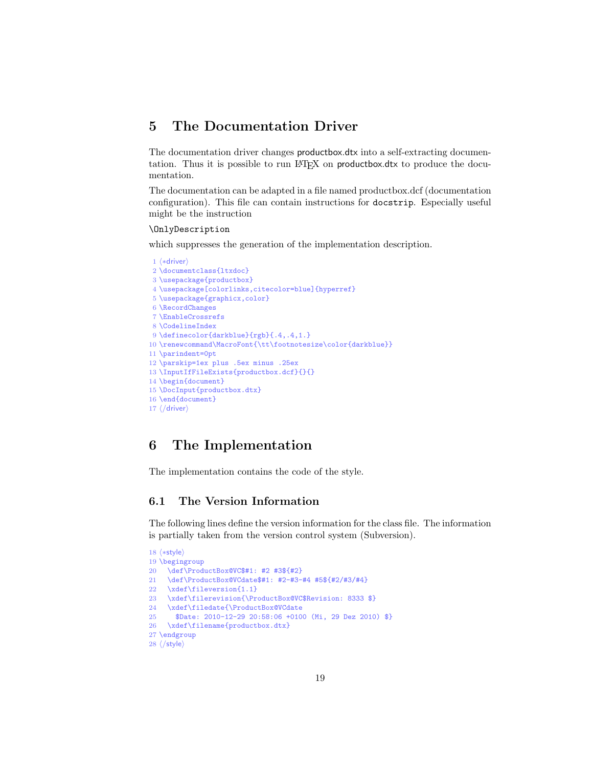# 5 The Documentation Driver

The documentation driver changes productbox.dtx into a self-extracting documentation. Thus it is possible to run LaTeX on productbox.dtx to produce the documentation.

The documentation can be adapted in a file named productbox.dcf (documentation configuration). This file can contain instructions for docstrip. Especially useful might be the instruction

\OnlyDescription

which suppresses the generation of the implementation description.

```
1 <*driver>
2 \documentclass{ltxdoc}
3 \usepackage{productbox}
4 \usepackage[colorlinks,citecolor=blue]{hyperref}
5 \usepackage{graphicx,color}
6 \RecordChanges
7 \EnableCrossrefs
8 \CodelineIndex
9 \definecolor{darkblue}{rgb}{.4,.4,1.}
10 \renewcommand\MacroFont{\tt\footnotesize\color{darkblue}}
11 \parindent=0pt
12 \parskip=1ex plus .5ex minus .25ex
13 \InputIfFileExists{productbox.dcf}{}{}
14 \begin{document}
15 \DocInput{productbox.dtx}
16 \end{document}
17 </driver>
```

# 6 The Implementation

The implementation contains the code of the style.

## 6.1 The Version Information

The following lines define the version information for the class file. The information is partially taken from the version control system (Subversion).

```
18 <*style>
19 \begingroup
20   \def\ProductBox@VC$#1: #2 #3${#2}
21   \def\ProductBox@VCdate$#1: #2-#3-#4 #5${#2/#3/#4}
22   \xdef\fileversion{1.1}
23   \xdef\filerevision{\ProductBox@VC$Revision: 8333 $}
24   \xdef\filedate{\ProductBox@VCdate
25     $Date: 2010-12-29 20:58:06 +0100 (Mi, 29 Dez 2010) $}
26   \xdef\filename{productbox.dtx}
27 \endgroup
28 </style>
```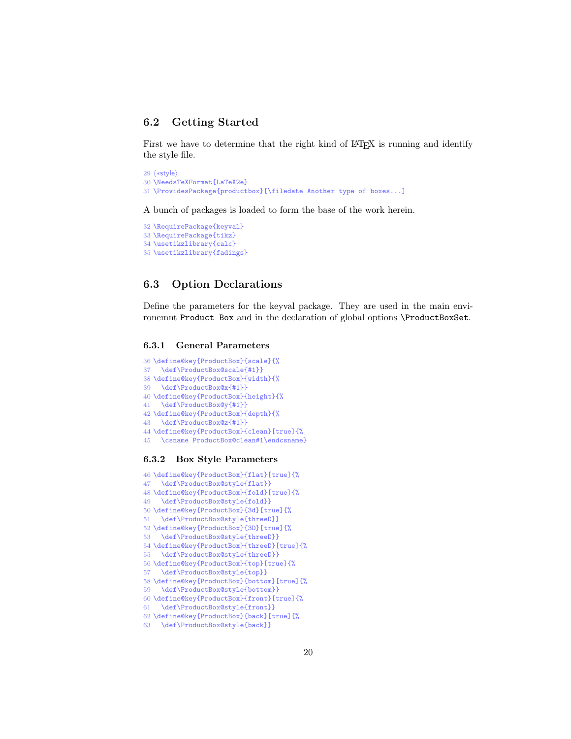## 6.2 Getting Started

First we have to determine that the right kind of LaTeX is running and identify the style file.

```
29 ⟨*style⟩
30 \NeedsTeXFormat{LaTeX2e}
31 \ProvidesPackage{productbox}[\filedate Another type of boxes...]
```

A bunch of packages is loaded to form the base of the work herein.

```
32 \RequirePackage{keyval}
33 \RequirePackage{tikz}
34 \usetikzlibrary{calc}
35 \usetikzlibrary{fadings}
```

## 6.3 Option Declarations

Define the parameters for the keyval package. They are used in the main environemnt `Product Box` and in the declaration of global options `\ProductBoxSet`.

### 6.3.1 General Parameters

```
36 \define@key{ProductBox}{scale}{%
37   \def\ProductBox@scale{#1}}
38 \define@key{ProductBox}{width}{%
39   \def\ProductBox@x{#1}}
40 \define@key{ProductBox}{height}{%
41   \def\ProductBox@y{#1}}
42 \define@key{ProductBox}{depth}{%
43   \def\ProductBox@z{#1}}
44 \define@key{ProductBox}{clean}[true]{%
45   \csname ProductBox@clean#1\endcsname}
```

### 6.3.2 Box Style Parameters

```
46 \define@key{ProductBox}{flat}[true]{%
47   \def\ProductBox@style{flat}}
48 \define@key{ProductBox}{fold}[true]{%
49   \def\ProductBox@style{fold}}
50 \define@key{ProductBox}{3d}[true]{%
51   \def\ProductBox@style{threeD}}
52 \define@key{ProductBox}{3D}[true]{%
53   \def\ProductBox@style{threeD}}
54 \define@key{ProductBox}{threeD}[true]{%
55   \def\ProductBox@style{threeD}}
56 \define@key{ProductBox}{top}[true]{%
57   \def\ProductBox@style{top}}
58 \define@key{ProductBox}{bottom}[true]{%
59   \def\ProductBox@style{bottom}}
60 \define@key{ProductBox}{front}[true]{%
61   \def\ProductBox@style{front}}
62 \define@key{ProductBox}{back}[true]{%
63   \def\ProductBox@style{back}}
```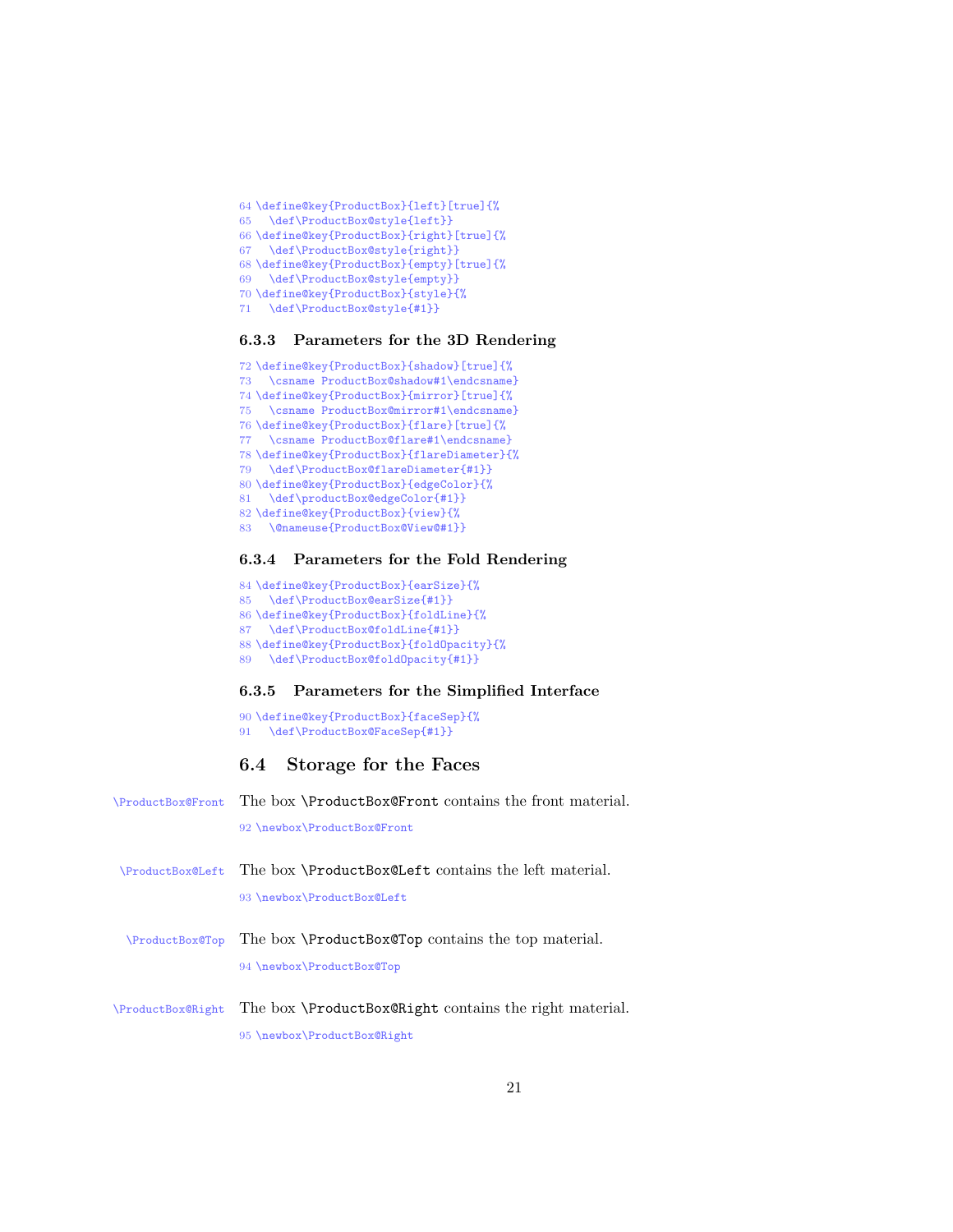```
64 \define@key{ProductBox}{left}[true]{%
65   \def\ProductBox@style{left}}
66 \define@key{ProductBox}{right}[true]{%
67   \def\ProductBox@style{right}}
68 \define@key{ProductBox}{empty}[true]{%
69   \def\ProductBox@style{empty}}
70 \define@key{ProductBox}{style}{%
71   \def\ProductBox@style{#1}}
```

### 6.3.3 Parameters for the 3D Rendering

```
72 \define@key{ProductBox}{shadow}[true]{%
73   \csname ProductBox@shadow#1\endcsname}
74 \define@key{ProductBox}{mirror}[true]{%
75   \csname ProductBox@mirror#1\endcsname}
76 \define@key{ProductBox}{flare}[true]{%
77   \csname ProductBox@flare#1\endcsname}
78 \define@key{ProductBox}{flareDiameter}{%
79   \def\ProductBox@flareDiameter{#1}}
80 \define@key{ProductBox}{edgeColor}{%
81   \def\productBox@edgeColor{#1}}
82 \define@key{ProductBox}{view}{%
83   \@nameuse{ProductBox@View@#1}}
```

### 6.3.4 Parameters for the Fold Rendering

```
84 \define@key{ProductBox}{earSize}{%
85   \def\ProductBox@earSize{#1}}
86 \define@key{ProductBox}{foldLine}{%
87   \def\ProductBox@foldLine{#1}}
88 \define@key{ProductBox}{foldOpacity}{%
89   \def\ProductBox@foldOpacity{#1}}
```

### 6.3.5 Parameters for the Simplified Interface

```
90 \define@key{ProductBox}{faceSep}{%
91   \def\ProductBox@FaceSep{#1}}
```

## 6.4 Storage for the Faces

\ProductBox@Front — The box \ProductBox@Front contains the front material.

```
92 \newbox\ProductBox@Front
```

\ProductBox@Left — The box \ProductBox@Left contains the left material.

```
93 \newbox\ProductBox@Left
```

\ProductBox@Top — The box \ProductBox@Top contains the top material.

```
94 \newbox\ProductBox@Top
```

\ProductBox@Right — The box \ProductBox@Right contains the right material.

```
95 \newbox\ProductBox@Right
```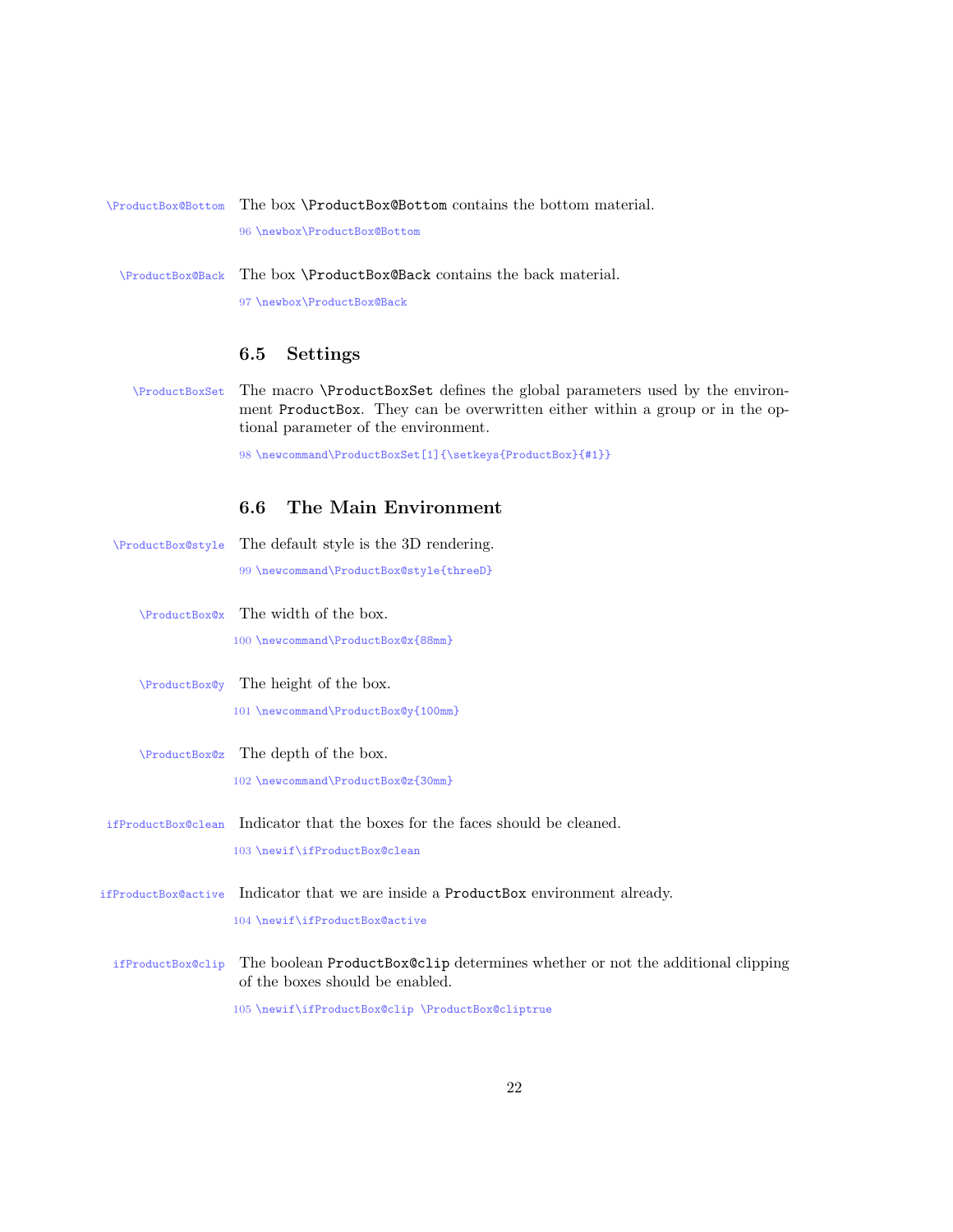\ProductBox@Bottom The box \ProductBox@Bottom contains the bottom material.

```
96 \newbox\ProductBox@Bottom
```

\ProductBox@Back The box \ProductBox@Back contains the back material.

```
97 \newbox\ProductBox@Back
```

### 6.5 Settings

\ProductBoxSet The macro \ProductBoxSet defines the global parameters used by the environment ProductBox. They can be overwritten either within a group or in the optional parameter of the environment.

```
98 \newcommand\ProductBoxSet[1]{\setkeys{ProductBox}{#1}}
```

### 6.6 The Main Environment

\ProductBox@style The default style is the 3D rendering.

```
99 \newcommand\ProductBox@style{threeD}
```

\ProductBox@x The width of the box.

```
100 \newcommand\ProductBox@x{88mm}
```

\ProductBox@y The height of the box.

```
101 \newcommand\ProductBox@y{100mm}
```

\ProductBox@z The depth of the box.

```
102 \newcommand\ProductBox@z{30mm}
```

ifProductBox@clean Indicator that the boxes for the faces should be cleaned.

```
103 \newif\ifProductBox@clean
```

ifProductBox@active Indicator that we are inside a ProductBox environment already.

```
104 \newif\ifProductBox@active
```

ifProductBox@clip The boolean ProductBox@clip determines whether or not the additional clipping of the boxes should be enabled.

```
105 \newif\ifProductBox@clip \ProductBox@cliptrue
```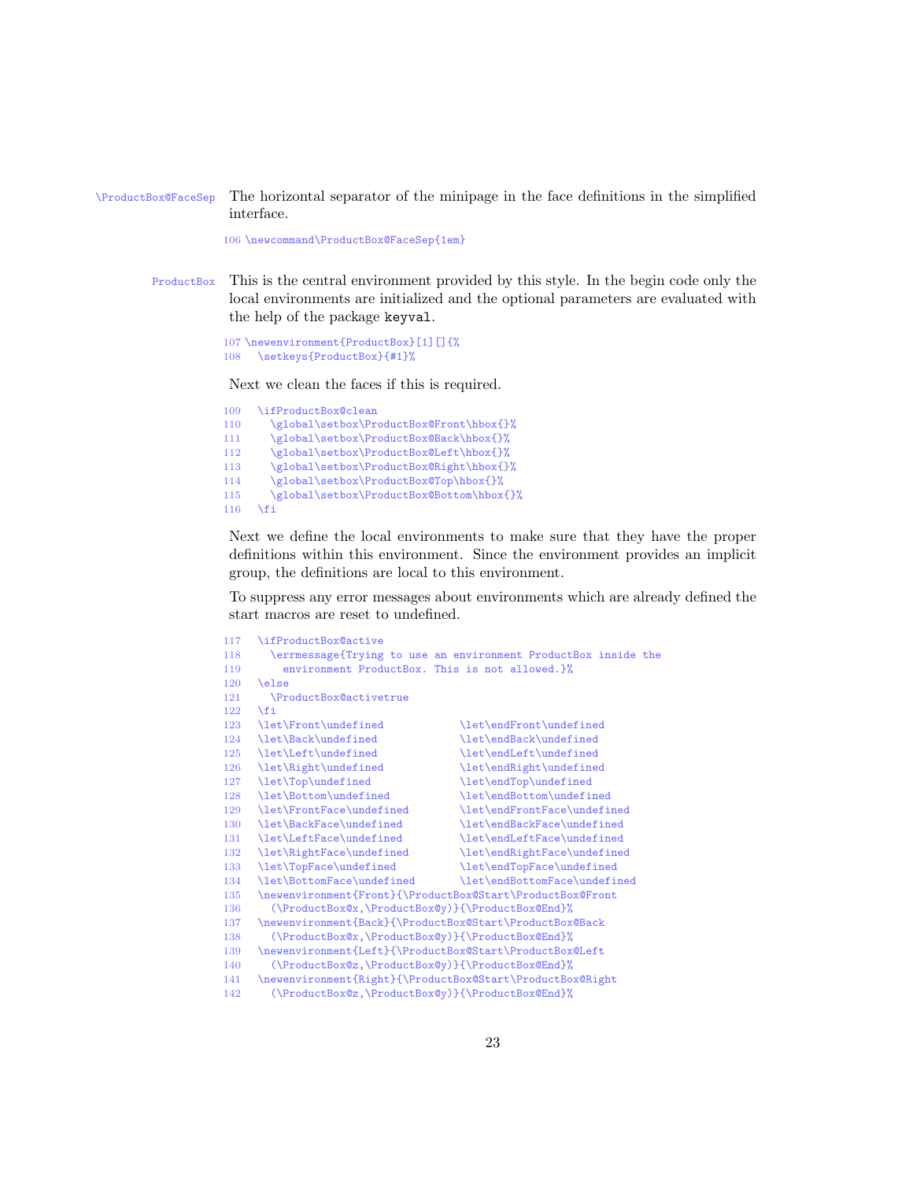`\ProductBox@FaceSep` The horizontal separator of the minipage in the face definitions in the simplified interface.

```
106 \newcommand\ProductBox@FaceSep{1em}
```

`ProductBox` This is the central environment provided by this style. In the begin code only the local environments are initialized and the optional parameters are evaluated with the help of the package `keyval`.

```
107 \newenvironment{ProductBox}[1][]{%
108   \setkeys{ProductBox}{#1}%
```

Next we clean the faces if this is required.

```
109   \ifProductBox@clean
110     \global\setbox\ProductBox@Front\hbox{}%
111     \global\setbox\ProductBox@Back\hbox{}%
112     \global\setbox\ProductBox@Left\hbox{}%
113     \global\setbox\ProductBox@Right\hbox{}%
114     \global\setbox\ProductBox@Top\hbox{}%
115     \global\setbox\ProductBox@Bottom\hbox{}%
116   \fi
```

Next we define the local environments to make sure that they have the proper definitions within this environment. Since the environment provides an implicit group, the definitions are local to this environment.

To suppress any error messages about environments which are already defined the start macros are reset to undefined.

```
117   \ifProductBox@active
118     \errmessage{Trying to use an environment ProductBox inside the
119       environment ProductBox. This is not allowed.}%
120   \else
121     \ProductBox@activetrue
122   \fi
123   \let\Front\undefined            \let\endFront\undefined
124   \let\Back\undefined             \let\endBack\undefined
125   \let\Left\undefined             \let\endLeft\undefined
126   \let\Right\undefined            \let\endRight\undefined
127   \let\Top\undefined              \let\endTop\undefined
128   \let\Bottom\undefined           \let\endBottom\undefined
129   \let\FrontFace\undefined        \let\endFrontFace\undefined
130   \let\BackFace\undefined         \let\endBackFace\undefined
131   \let\LeftFace\undefined         \let\endLeftFace\undefined
132   \let\RightFace\undefined        \let\endRightFace\undefined
133   \let\TopFace\undefined          \let\endTopFace\undefined
134   \let\BottomFace\undefined       \let\endBottomFace\undefined
135   \newenvironment{Front}{\ProductBox@Start\ProductBox@Front
136     (\ProductBox@x,\ProductBox@y)}{\ProductBox@End}%
137   \newenvironment{Back}{\ProductBox@Start\ProductBox@Back
138     (\ProductBox@x,\ProductBox@y)}{\ProductBox@End}%
139   \newenvironment{Left}{\ProductBox@Start\ProductBox@Left
140     (\ProductBox@z,\ProductBox@y)}{\ProductBox@End}%
141   \newenvironment{Right}{\ProductBox@Start\ProductBox@Right
142     (\ProductBox@z,\ProductBox@y)}{\ProductBox@End}%
```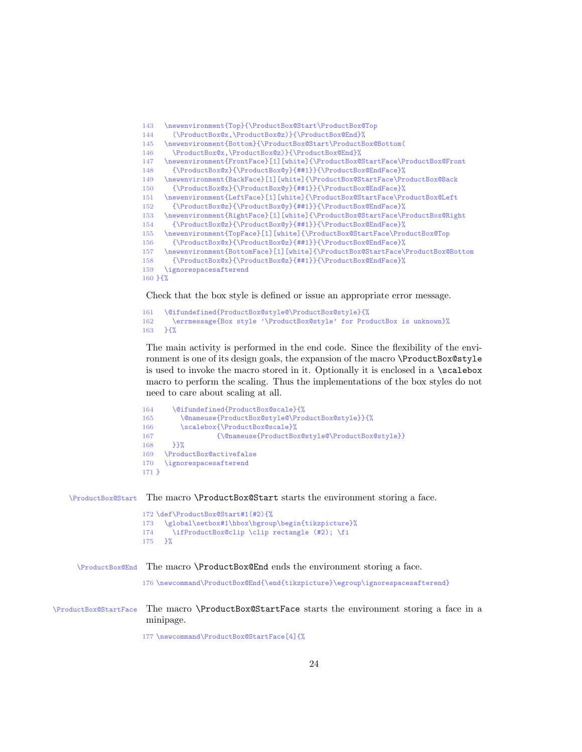```
143   \newenvironment{Top}{\ProductBox@Start\ProductBox@Top
144     (\ProductBox@x,\ProductBox@z)}{\ProductBox@End}%
145   \newenvironment{Bottom}{\ProductBox@Start\ProductBox@Bottom(
146     \ProductBox@x,\ProductBox@z)}{\ProductBox@End}%
147   \newenvironment{FrontFace}[1][white]{\ProductBox@StartFace\ProductBox@Front
148     {\ProductBox@x}{\ProductBox@y}{##1}}{\ProductBox@EndFace}%
149   \newenvironment{BackFace}[1][white]{\ProductBox@StartFace\ProductBox@Back
150     {\ProductBox@x}{\ProductBox@y}{##1}}{\ProductBox@EndFace}%
151   \newenvironment{LeftFace}[1][white]{\ProductBox@StartFace\ProductBox@Left
152     {\ProductBox@z}{\ProductBox@y}{##1}}{\ProductBox@EndFace}%
153   \newenvironment{RightFace}[1][white]{\ProductBox@StartFace\ProductBox@Right
154     {\ProductBox@z}{\ProductBox@y}{##1}}{\ProductBox@EndFace}%
155   \newenvironment{TopFace}[1][white]{\ProductBox@StartFace\ProductBox@Top
156     {\ProductBox@x}{\ProductBox@z}{##1}}{\ProductBox@EndFace}%
157   \newenvironment{BottomFace}[1][white]{\ProductBox@StartFace\ProductBox@Bottom
158     {\ProductBox@x}{\ProductBox@z}{##1}}{\ProductBox@EndFace}%
159   \ignorespacesafterend
160 }{%
```

Check that the box style is defined or issue an appropriate error message.

```
161   \@ifundefined{ProductBox@style@\ProductBox@style}{%
162     \errmessage{Box style '\ProductBox@style' for ProductBox is unknown}%
163   }{%
```

The main activity is performed in the end code. Since the flexibility of the environment is one of its design goals, the expansion of the macro `\ProductBox@style` is used to invoke the macro stored in it. Optionally it is enclosed in a `\scalebox` macro to perform the scaling. Thus the implementations of the box styles do not need to care about scaling at all.

```
164     \@ifundefined{ProductBox@scale}{%
165       \@nameuse{ProductBox@style@\ProductBox@style}}{%
166       \scalebox{\ProductBox@scale}%
167                {\@nameuse{ProductBox@style@\ProductBox@style}}
168     }}%
169   \ProductBox@activefalse
170   \ignorespacesafterend
171 }
```

`\ProductBox@Start` The macro `\ProductBox@Start` starts the environment storing a face.

```
172 \def\ProductBox@Start#1(#2){%
173   \global\setbox#1\hbox\bgroup\begin{tikzpicture}%
174     \ifProductBox@clip \clip rectangle (#2); \fi
175   }%
```

`\ProductBox@End` The macro `\ProductBox@End` ends the environment storing a face.

```
176 \newcommand\ProductBox@End{\end{tikzpicture}\egroup\ignorespacesafterend}
```

`\ProductBox@StartFace` The macro `\ProductBox@StartFace` starts the environment storing a face in a minipage.

```
177 \newcommand\ProductBox@StartFace[4]{%
```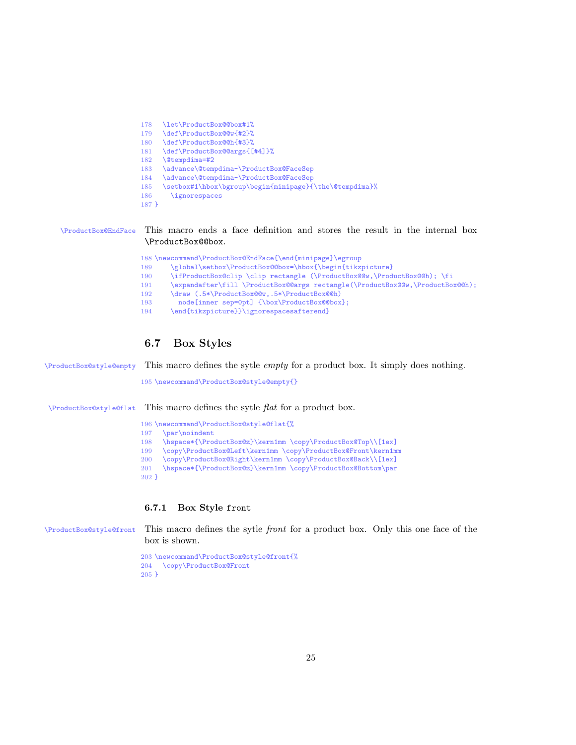```
178   \let\ProductBox@@box#1%
179   \def\ProductBox@@w{#2}%
180   \def\ProductBox@@h{#3}%
181   \def\ProductBox@@args{[#4]}%
182   \@tempdima=#2
183   \advance\@tempdima-\ProductBox@FaceSep
184   \advance\@tempdima-\ProductBox@FaceSep
185   \setbox#1\hbox\bgroup\begin{minipage}{\the\@tempdima}%
186     \ignorespaces
187 }
```

`\ProductBox@EndFace` This macro ends a face definition and stores the result in the internal box `\ProductBox@@box`.

```
188 \newcommand\ProductBox@EndFace{\end{minipage}\egroup
189     \global\setbox\ProductBox@@box=\hbox{\begin{tikzpicture}
190     \ifProductBox@clip \clip rectangle (\ProductBox@@w,\ProductBox@@h); \fi
191     \expandafter\fill \ProductBox@@args rectangle(\ProductBox@@w,\ProductBox@@h);
192     \draw (.5*\ProductBox@@w,.5*\ProductBox@@h)
193       node[inner sep=0pt] {\box\ProductBox@@box};
194     \end{tikzpicture}}\ignorespacesafterend}
```

## 6.7 Box Styles

`\ProductBox@style@empty` This macro defines the sytle *empty* for a product box. It simply does nothing.

```
195 \newcommand\ProductBox@style@empty{}
```

`\ProductBox@style@flat` This macro defines the sytle *flat* for a product box.

```
196 \newcommand\ProductBox@style@flat{%
197   \par\noindent
198   \hspace*{\ProductBox@z}\kern1mm \copy\ProductBox@Top\\[1ex]
199   \copy\ProductBox@Left\kern1mm \copy\ProductBox@Front\kern1mm
200   \copy\ProductBox@Right\kern1mm \copy\ProductBox@Back\\[1ex]
201   \hspace*{\ProductBox@z}\kern1mm \copy\ProductBox@Bottom\par
202 }
```

### 6.7.1 Box Style `front`

`\ProductBox@style@front` This macro defines the sytle *front* for a product box. Only this one face of the box is shown.

```
203 \newcommand\ProductBox@style@front{%
204   \copy\ProductBox@Front
205 }
```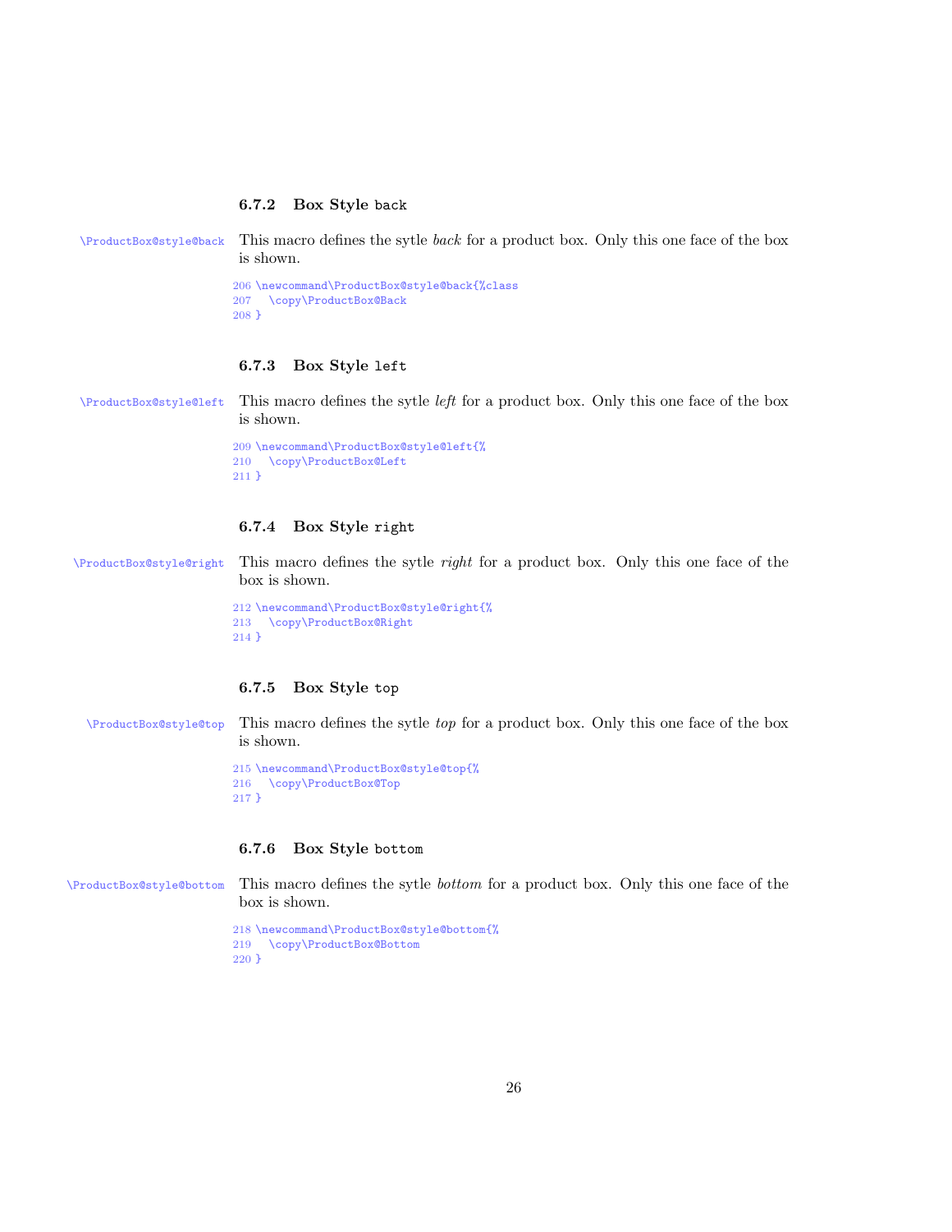### 6.7.2 Box Style `back`

`\ProductBox@style@back` This macro defines the sytle *back* for a product box. Only this one face of the box is shown.

```
206 \newcommand\ProductBox@style@back{%class
207   \copy\ProductBox@Back
208 }
```

### 6.7.3 Box Style `left`

`\ProductBox@style@left` This macro defines the sytle *left* for a product box. Only this one face of the box is shown.

```
209 \newcommand\ProductBox@style@left{%
210   \copy\ProductBox@Left
211 }
```

### 6.7.4 Box Style `right`

`\ProductBox@style@right` This macro defines the sytle *right* for a product box. Only this one face of the box is shown.

```
212 \newcommand\ProductBox@style@right{%
213   \copy\ProductBox@Right
214 }
```

### 6.7.5 Box Style `top`

`\ProductBox@style@top` This macro defines the sytle *top* for a product box. Only this one face of the box is shown.

```
215 \newcommand\ProductBox@style@top{%
216   \copy\ProductBox@Top
217 }
```

### 6.7.6 Box Style `bottom`

`\ProductBox@style@bottom` This macro defines the sytle *bottom* for a product box. Only this one face of the box is shown.

```
218 \newcommand\ProductBox@style@bottom{%
219   \copy\ProductBox@Bottom
220 }
```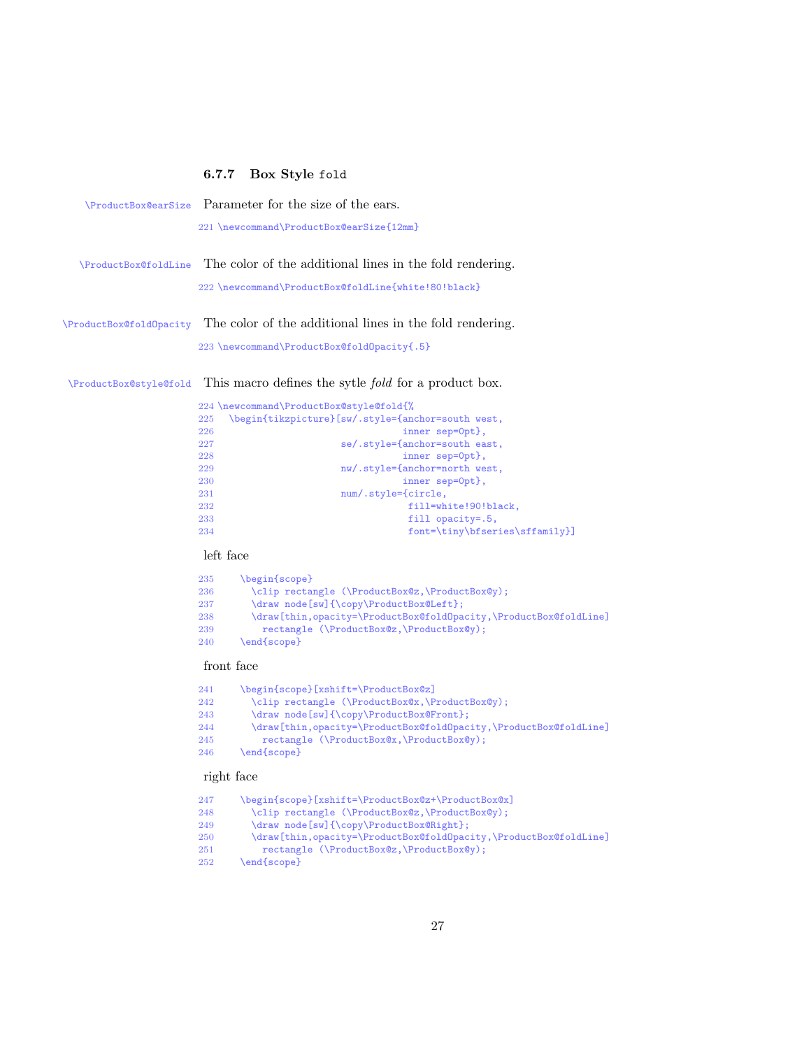### 6.7.7 Box Style `fold`

`\ProductBox@earSize` Parameter for the size of the ears.

```
221 \newcommand\ProductBox@earSize{12mm}
```

`\ProductBox@foldLine` The color of the additional lines in the fold rendering.

```
222 \newcommand\ProductBox@foldLine{white!80!black}
```

`\ProductBox@foldOpacity` The color of the additional lines in the fold rendering.

```
223 \newcommand\ProductBox@foldOpacity{.5}
```

`\ProductBox@style@fold` This macro defines the sytle *fold* for a product box.

```
224 \newcommand\ProductBox@style@fold{%
225   \begin{tikzpicture}[sw/.style={anchor=south west,
226                                  inner sep=0pt},
227                       se/.style={anchor=south east,
228                                  inner sep=0pt},
229                       nw/.style={anchor=north west,
230                                  inner sep=0pt},
231                       num/.style={circle,
232                                   fill=white!90!black,
233                                   fill opacity=.5,
234                                   font=\tiny\bfseries\sffamily}]
```

left face

```
235     \begin{scope}
236       \clip rectangle (\ProductBox@z,\ProductBox@y);
237       \draw node[sw]{\copy\ProductBox@Left};
238       \draw[thin,opacity=\ProductBox@foldOpacity,\ProductBox@foldLine]
239         rectangle (\ProductBox@z,\ProductBox@y);
240     \end{scope}
```

front face

```
241     \begin{scope}[xshift=\ProductBox@z]
242       \clip rectangle (\ProductBox@x,\ProductBox@y);
243       \draw node[sw]{\copy\ProductBox@Front};
244       \draw[thin,opacity=\ProductBox@foldOpacity,\ProductBox@foldLine]
245         rectangle (\ProductBox@x,\ProductBox@y);
246     \end{scope}
```

right face

```
247     \begin{scope}[xshift=\ProductBox@z+\ProductBox@x]
248       \clip rectangle (\ProductBox@z,\ProductBox@y);
249       \draw node[sw]{\copy\ProductBox@Right};
250       \draw[thin,opacity=\ProductBox@foldOpacity,\ProductBox@foldLine]
251         rectangle (\ProductBox@z,\ProductBox@y);
252     \end{scope}
```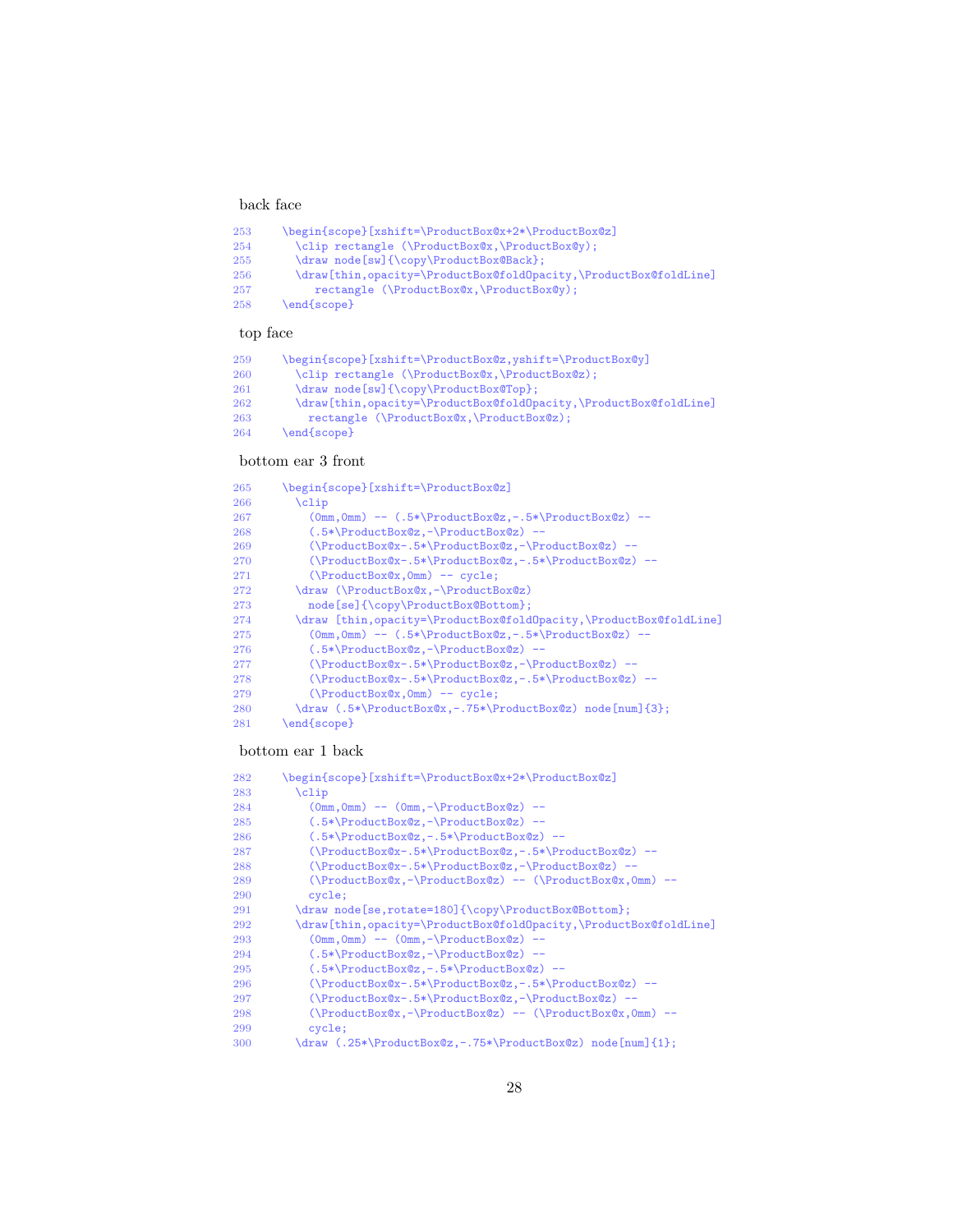back face

```
253     \begin{scope}[xshift=\ProductBox@x+2*\ProductBox@z]
254       \clip rectangle (\ProductBox@x,\ProductBox@y);
255       \draw node[sw]{\copy\ProductBox@Back};
256       \draw[thin,opacity=\ProductBox@foldOpacity,\ProductBox@foldLine]
257          rectangle (\ProductBox@x,\ProductBox@y);
258     \end{scope}
```

top face

```
259     \begin{scope}[xshift=\ProductBox@z,yshift=\ProductBox@y]
260       \clip rectangle (\ProductBox@x,\ProductBox@z);
261       \draw node[sw]{\copy\ProductBox@Top};
262       \draw[thin,opacity=\ProductBox@foldOpacity,\ProductBox@foldLine]
263         rectangle (\ProductBox@x,\ProductBox@z);
264     \end{scope}
```

bottom ear 3 front

```
265     \begin{scope}[xshift=\ProductBox@z]
266       \clip
267         (0mm,0mm) -- (.5*\ProductBox@z,-.5*\ProductBox@z) --
268         (.5*\ProductBox@z,-\ProductBox@z) --
269         (\ProductBox@x-.5*\ProductBox@z,-\ProductBox@z) --
270         (\ProductBox@x-.5*\ProductBox@z,-.5*\ProductBox@z) --
271         (\ProductBox@x,0mm) -- cycle;
272       \draw (\ProductBox@x,-\ProductBox@z)
273         node[se]{\copy\ProductBox@Bottom};
274       \draw [thin,opacity=\ProductBox@foldOpacity,\ProductBox@foldLine]
275         (0mm,0mm) -- (.5*\ProductBox@z,-.5*\ProductBox@z) --
276         (.5*\ProductBox@z,-\ProductBox@z) --
277         (\ProductBox@x-.5*\ProductBox@z,-\ProductBox@z) --
278         (\ProductBox@x-.5*\ProductBox@z,-.5*\ProductBox@z) --
279         (\ProductBox@x,0mm) -- cycle;
280       \draw (.5*\ProductBox@x,-.75*\ProductBox@z) node[num]{3};
281     \end{scope}
```

bottom ear 1 back

```
282     \begin{scope}[xshift=\ProductBox@x+2*\ProductBox@z]
283       \clip
284         (0mm,0mm) -- (0mm,-\ProductBox@z) --
285         (.5*\ProductBox@z,-\ProductBox@z) --
286         (.5*\ProductBox@z,-.5*\ProductBox@z) --
287         (\ProductBox@x-.5*\ProductBox@z,-.5*\ProductBox@z) --
288         (\ProductBox@x-.5*\ProductBox@z,-\ProductBox@z) --
289         (\ProductBox@x,-\ProductBox@z) -- (\ProductBox@x,0mm) --
290         cycle;
291       \draw node[se,rotate=180]{\copy\ProductBox@Bottom};
292       \draw[thin,opacity=\ProductBox@foldOpacity,\ProductBox@foldLine]
293         (0mm,0mm) -- (0mm,-\ProductBox@z) --
294         (.5*\ProductBox@z,-\ProductBox@z) --
295         (.5*\ProductBox@z,-.5*\ProductBox@z) --
296         (\ProductBox@x-.5*\ProductBox@z,-.5*\ProductBox@z) --
297         (\ProductBox@x-.5*\ProductBox@z,-\ProductBox@z) --
298         (\ProductBox@x,-\ProductBox@z) -- (\ProductBox@x,0mm) --
299         cycle;
300       \draw (.25*\ProductBox@z,-.75*\ProductBox@z) node[num]{1};
```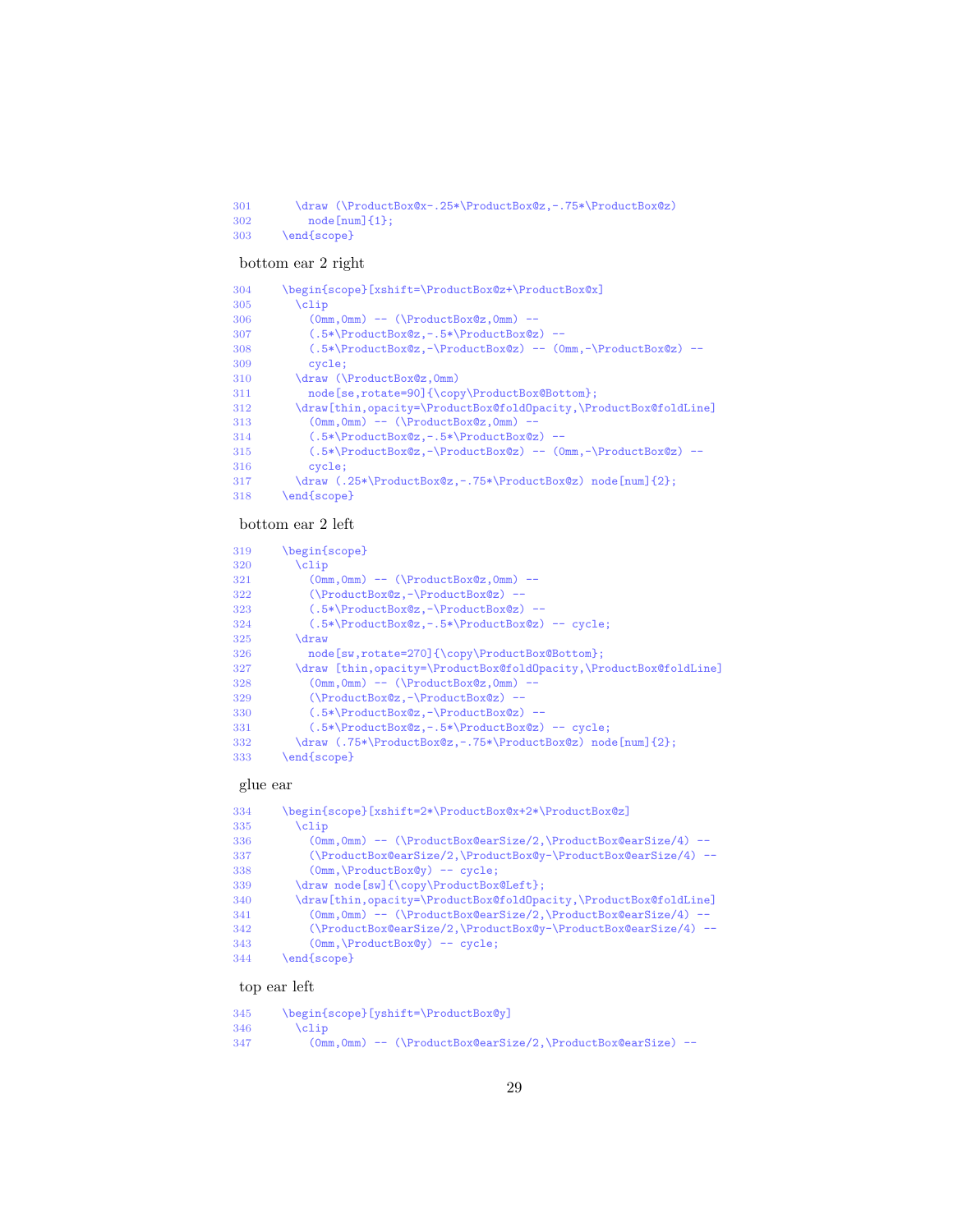```
301     \draw (\ProductBox@x-.25*\ProductBox@z,-.75*\ProductBox@z)
302       node[num]{1};
303   \end{scope}
```

bottom ear 2 right

```
304   \begin{scope}[xshift=\ProductBox@z+\ProductBox@x]
305     \clip
306       (0mm,0mm) -- (\ProductBox@z,0mm) --
307       (.5*\ProductBox@z,-.5*\ProductBox@z) --
308       (.5*\ProductBox@z,-\ProductBox@z) -- (0mm,-\ProductBox@z) --
309       cycle;
310     \draw (\ProductBox@z,0mm)
311       node[se,rotate=90]{\copy\ProductBox@Bottom};
312     \draw[thin,opacity=\ProductBox@foldOpacity,\ProductBox@foldLine]
313       (0mm,0mm) -- (\ProductBox@z,0mm) --
314       (.5*\ProductBox@z,-.5*\ProductBox@z) --
315       (.5*\ProductBox@z,-\ProductBox@z) -- (0mm,-\ProductBox@z) --
316       cycle;
317     \draw (.25*\ProductBox@z,-.75*\ProductBox@z) node[num]{2};
318   \end{scope}
```

bottom ear 2 left

```
319   \begin{scope}
320     \clip
321       (0mm,0mm) -- (\ProductBox@z,0mm) --
322       (\ProductBox@z,-\ProductBox@z) --
323       (.5*\ProductBox@z,-\ProductBox@z) --
324       (.5*\ProductBox@z,-.5*\ProductBox@z) -- cycle;
325     \draw
326       node[sw,rotate=270]{\copy\ProductBox@Bottom};
327     \draw [thin,opacity=\ProductBox@foldOpacity,\ProductBox@foldLine]
328       (0mm,0mm) -- (\ProductBox@z,0mm) --
329       (\ProductBox@z,-\ProductBox@z) --
330       (.5*\ProductBox@z,-\ProductBox@z) --
331       (.5*\ProductBox@z,-.5*\ProductBox@z) -- cycle;
332     \draw (.75*\ProductBox@z,-.75*\ProductBox@z) node[num]{2};
333   \end{scope}
```

glue ear

```
334   \begin{scope}[xshift=2*\ProductBox@x+2*\ProductBox@z]
335     \clip
336       (0mm,0mm) -- (\ProductBox@earSize/2,\ProductBox@earSize/4) --
337       (\ProductBox@earSize/2,\ProductBox@y-\ProductBox@earSize/4) --
338       (0mm,\ProductBox@y) -- cycle;
339     \draw node[sw]{\copy\ProductBox@Left};
340     \draw[thin,opacity=\ProductBox@foldOpacity,\ProductBox@foldLine]
341       (0mm,0mm) -- (\ProductBox@earSize/2,\ProductBox@earSize/4) --
342       (\ProductBox@earSize/2,\ProductBox@y-\ProductBox@earSize/4) --
343       (0mm,\ProductBox@y) -- cycle;
344   \end{scope}
```

top ear left

```
345   \begin{scope}[yshift=\ProductBox@y]
346     \clip
347       (0mm,0mm) -- (\ProductBox@earSize/2,\ProductBox@earSize) --
```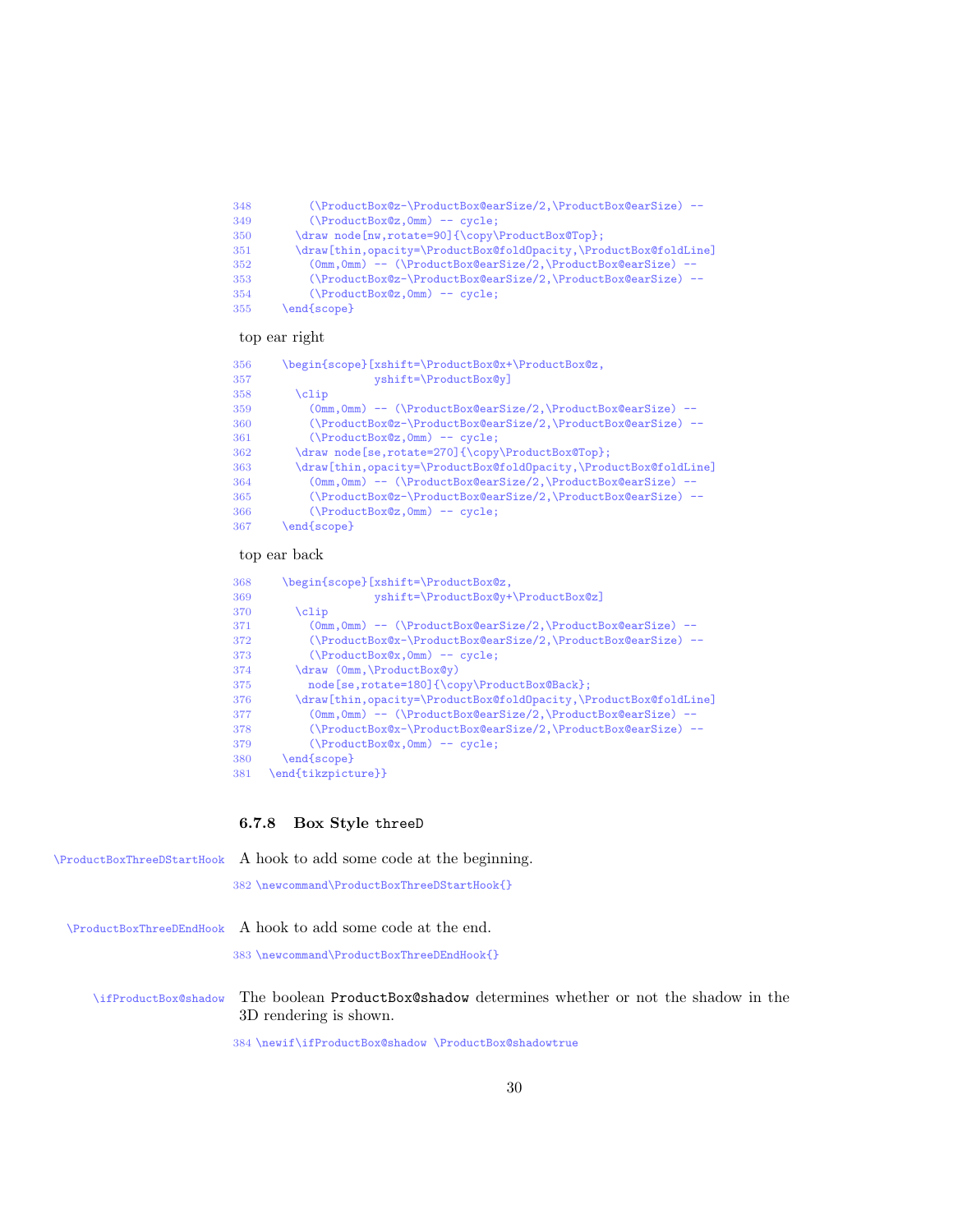```
348         (\ProductBox@z-\ProductBox@earSize/2,\ProductBox@earSize) --
349         (\ProductBox@z,0mm) -- cycle;
350       \draw node[nw,rotate=90]{\copy\ProductBox@Top};
351       \draw[thin,opacity=\ProductBox@foldOpacity,\ProductBox@foldLine]
352         (0mm,0mm) -- (\ProductBox@earSize/2,\ProductBox@earSize) --
353         (\ProductBox@z-\ProductBox@earSize/2,\ProductBox@earSize) --
354         (\ProductBox@z,0mm) -- cycle;
355     \end{scope}
```

top ear right

```
356     \begin{scope}[xshift=\ProductBox@x+\ProductBox@z,
357                   yshift=\ProductBox@y]
358       \clip
359         (0mm,0mm) -- (\ProductBox@earSize/2,\ProductBox@earSize) --
360         (\ProductBox@z-\ProductBox@earSize/2,\ProductBox@earSize) --
361         (\ProductBox@z,0mm) -- cycle;
362       \draw node[se,rotate=270]{\copy\ProductBox@Top};
363       \draw[thin,opacity=\ProductBox@foldOpacity,\ProductBox@foldLine]
364         (0mm,0mm) -- (\ProductBox@earSize/2,\ProductBox@earSize) --
365         (\ProductBox@z-\ProductBox@earSize/2,\ProductBox@earSize) --
366         (\ProductBox@z,0mm) -- cycle;
367     \end{scope}
```

top ear back

```
368     \begin{scope}[xshift=\ProductBox@z,
369                   yshift=\ProductBox@y+\ProductBox@z]
370       \clip
371         (0mm,0mm) -- (\ProductBox@earSize/2,\ProductBox@earSize) --
372         (\ProductBox@x-\ProductBox@earSize/2,\ProductBox@earSize) --
373         (\ProductBox@x,0mm) -- cycle;
374       \draw (0mm,\ProductBox@y)
375         node[se,rotate=180]{\copy\ProductBox@Back};
376       \draw[thin,opacity=\ProductBox@foldOpacity,\ProductBox@foldLine]
377         (0mm,0mm) -- (\ProductBox@earSize/2,\ProductBox@earSize) --
378         (\ProductBox@x-\ProductBox@earSize/2,\ProductBox@earSize) --
379         (\ProductBox@x,0mm) -- cycle;
380     \end{scope}
381   \end{tikzpicture}}
```

### 6.7.8 Box Style threeD

\ProductBoxThreeDStartHook — A hook to add some code at the beginning.

```
382 \newcommand\ProductBoxThreeDStartHook{}
```

\ProductBoxThreeDEndHook — A hook to add some code at the end.

```
383 \newcommand\ProductBoxThreeDEndHook{}
```

\ifProductBox@shadow — The boolean ProductBox@shadow determines whether or not the shadow in the 3D rendering is shown.

```
384 \newif\ifProductBox@shadow \ProductBox@shadowtrue
```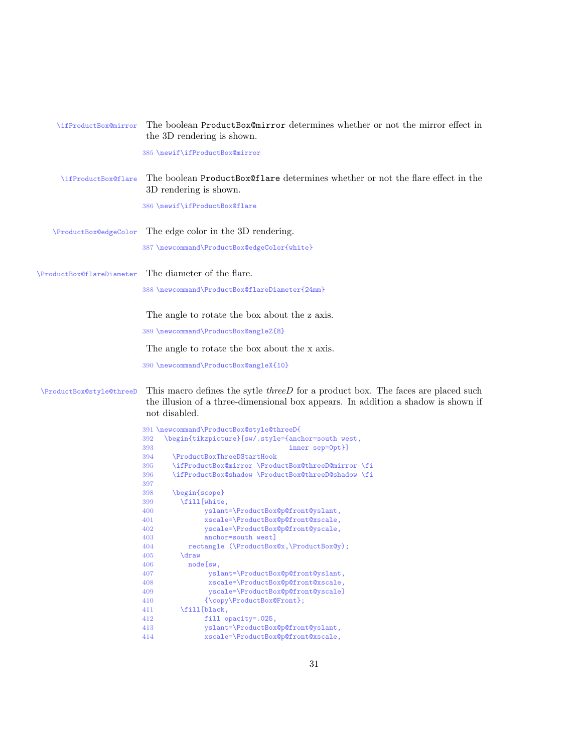`\ifProductBox@mirror` The boolean ProductBox@mirror determines whether or not the mirror effect in the 3D rendering is shown.

```
385 \newif\ifProductBox@mirror
```

`\ifProductBox@flare` The boolean ProductBox@flare determines whether or not the flare effect in the 3D rendering is shown.

```
386 \newif\ifProductBox@flare
```

`\ProductBox@edgeColor` The edge color in the 3D rendering.

```
387 \newcommand\ProductBox@edgeColor{white}
```

`\ProductBox@flareDiameter` The diameter of the flare.

```
388 \newcommand\ProductBox@flareDiameter{24mm}
```

The angle to rotate the box about the z axis.

```
389 \newcommand\ProductBox@angleZ{8}
```

The angle to rotate the box about the x axis.

```
390 \newcommand\ProductBox@angleX{10}
```

`\ProductBox@style@threeD` This macro defines the sytle *threeD* for a product box. The faces are placed such the illusion of a three-dimensional box appears. In addition a shadow is shown if not disabled.

```
391 \newcommand\ProductBox@style@threeD{
392   \begin{tikzpicture}[sw/.style={anchor=south west,
393                                   inner sep=0pt}]
394     \ProductBoxThreeDStartHook
395     \ifProductBox@mirror \ProductBox@threeD@mirror \fi
396     \ifProductBox@shadow \ProductBox@threeD@shadow \fi
397
398     \begin{scope}
399       \fill[white,
400             yslant=\ProductBox@p@front@yslant,
401             xscale=\ProductBox@p@front@xscale,
402             yscale=\ProductBox@p@front@yscale,
403             anchor=south west]
404         rectangle (\ProductBox@x,\ProductBox@y);
405       \draw
406         node[sw,
407              yslant=\ProductBox@p@front@yslant,
408              xscale=\ProductBox@p@front@xscale,
409              yscale=\ProductBox@p@front@yscale]
410             {\copy\ProductBox@Front};
411       \fill[black,
412             fill opacity=.025,
413             yslant=\ProductBox@p@front@yslant,
414             xscale=\ProductBox@p@front@xscale,
```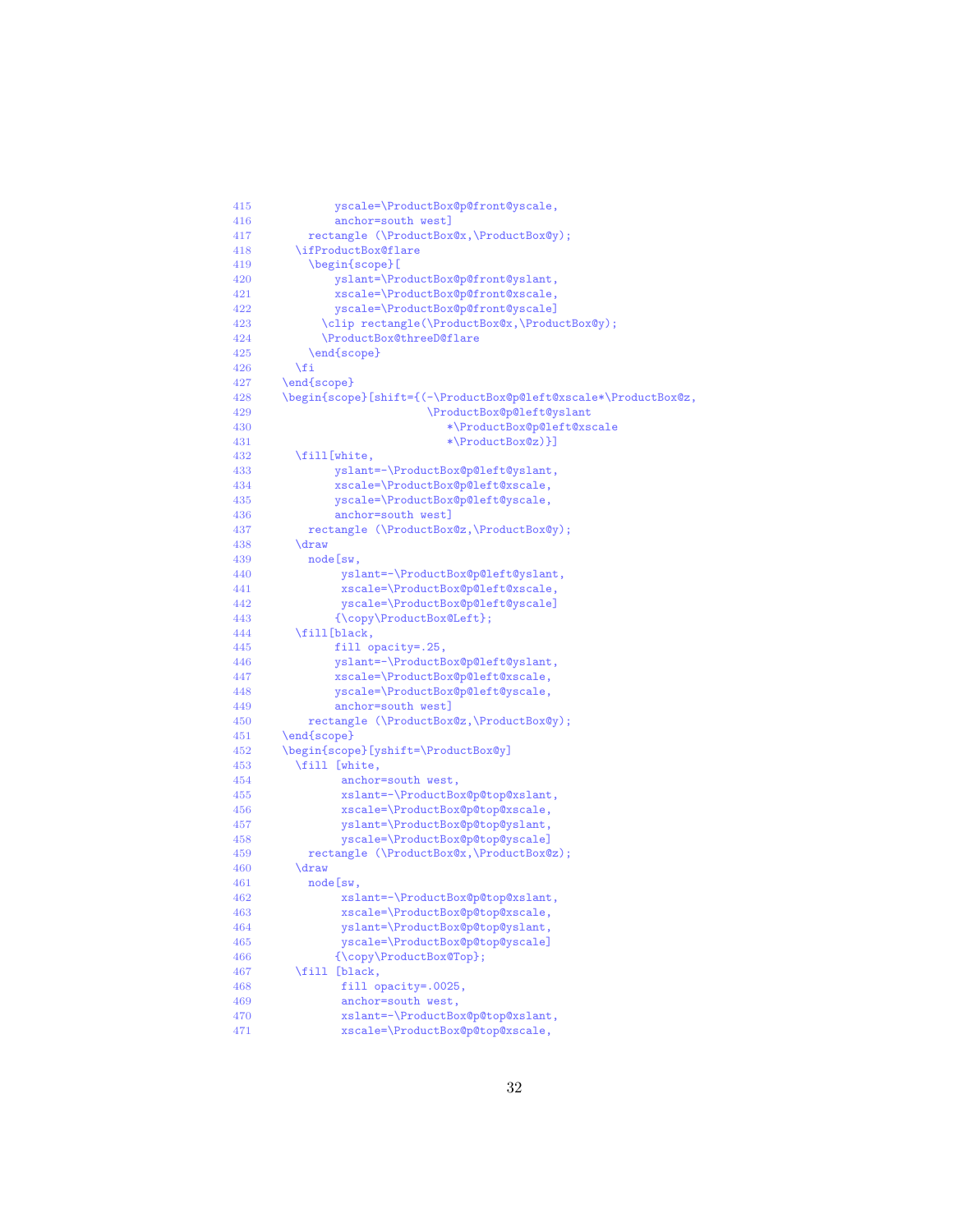```
415          yscale=\ProductBox@p@front@yscale,
416          anchor=south west]
417      rectangle (\ProductBox@x,\ProductBox@y);
418    \ifProductBox@flare
419      \begin{scope}[
420          yslant=\ProductBox@p@front@yslant,
421          xscale=\ProductBox@p@front@xscale,
422          yscale=\ProductBox@p@front@yscale]
423        \clip rectangle(\ProductBox@x,\ProductBox@y);
424        \ProductBox@threeD@flare
425      \end{scope}
426    \fi
427  \end{scope}
428  \begin{scope}[shift={(-\ProductBox@p@left@xscale*\ProductBox@z,
429                       \ProductBox@p@left@yslant
430                          *\ProductBox@p@left@xscale
431                          *\ProductBox@z)}]
432    \fill[white,
433          yslant=-\ProductBox@p@left@yslant,
434          xscale=\ProductBox@p@left@xscale,
435          yscale=\ProductBox@p@left@yscale,
436          anchor=south west]
437      rectangle (\ProductBox@z,\ProductBox@y);
438    \draw
439      node[sw,
440           yslant=-\ProductBox@p@left@yslant,
441           xscale=\ProductBox@p@left@xscale,
442           yscale=\ProductBox@p@left@yscale]
443          {\copy\ProductBox@Left};
444    \fill[black,
445          fill opacity=.25,
446          yslant=-\ProductBox@p@left@yslant,
447          xscale=\ProductBox@p@left@xscale,
448          yscale=\ProductBox@p@left@yscale,
449          anchor=south west]
450      rectangle (\ProductBox@z,\ProductBox@y);
451  \end{scope}
452  \begin{scope}[yshift=\ProductBox@y]
453    \fill [white,
454           anchor=south west,
455           xslant=-\ProductBox@p@top@xslant,
456           xscale=\ProductBox@p@top@xscale,
457           yslant=\ProductBox@p@top@yslant,
458           yscale=\ProductBox@p@top@yscale]
459      rectangle (\ProductBox@x,\ProductBox@z);
460    \draw
461      node[sw,
462           xslant=-\ProductBox@p@top@xslant,
463           xscale=\ProductBox@p@top@xscale,
464           yslant=\ProductBox@p@top@yslant,
465           yscale=\ProductBox@p@top@yscale]
466          {\copy\ProductBox@Top};
467    \fill [black,
468           fill opacity=.0025,
469           anchor=south west,
470           xslant=-\ProductBox@p@top@xslant,
471           xscale=\ProductBox@p@top@xscale,
```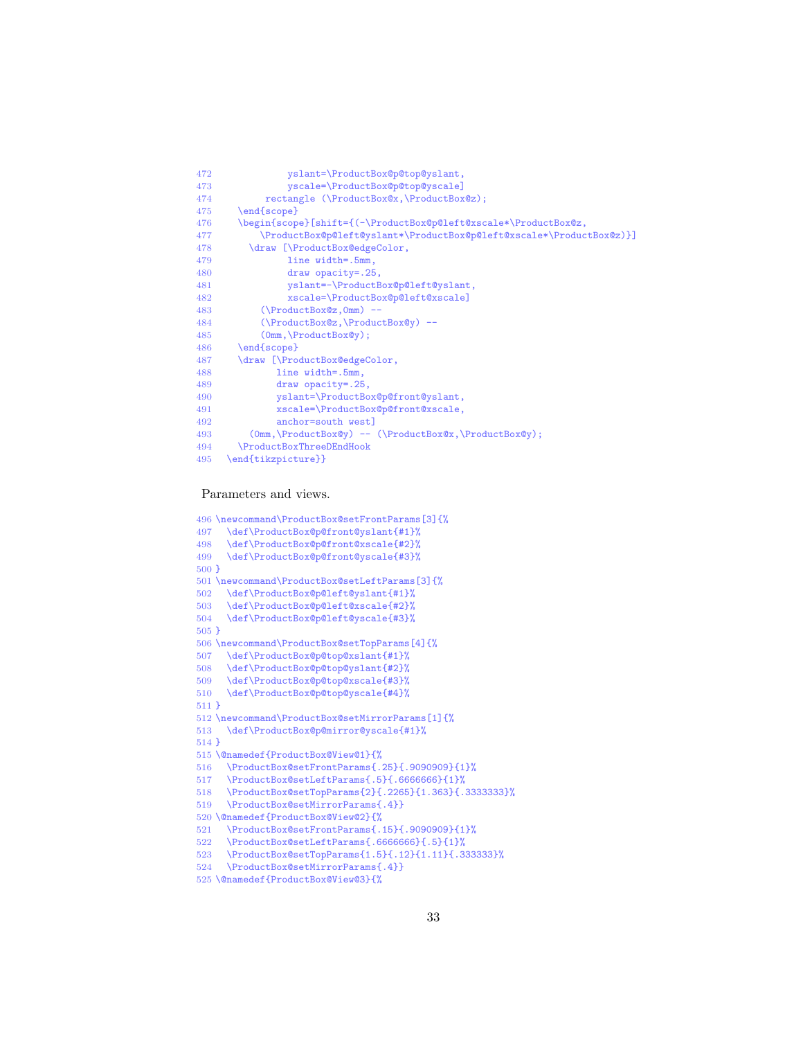```
472             yslant=\ProductBox@p@top@yslant,
473             yscale=\ProductBox@p@top@yscale]
474         rectangle (\ProductBox@x,\ProductBox@z);
475     \end{scope}
476     \begin{scope}[shift={(-\ProductBox@p@left@xscale*\ProductBox@z,
477         \ProductBox@p@left@yslant*\ProductBox@p@left@xscale*\ProductBox@z)}]
478       \draw [\ProductBox@edgeColor,
479             line width=.5mm,
480             draw opacity=.25,
481             yslant=-\ProductBox@p@left@yslant,
482             xscale=\ProductBox@p@left@xscale]
483         (\ProductBox@z,0mm) --
484         (\ProductBox@z,\ProductBox@y) --
485         (0mm,\ProductBox@y);
486     \end{scope}
487     \draw [\ProductBox@edgeColor,
488           line width=.5mm,
489           draw opacity=.25,
490           yslant=\ProductBox@p@front@yslant,
491           xscale=\ProductBox@p@front@xscale,
492           anchor=south west]
493       (0mm,\ProductBox@y) -- (\ProductBox@x,\ProductBox@y);
494     \ProductBoxThreeDEndHook
495   \end{tikzpicture}}
```

Parameters and views.

```
496 \newcommand\ProductBox@setFrontParams[3]{%
497   \def\ProductBox@p@front@yslant{#1}%
498   \def\ProductBox@p@front@xscale{#2}%
499   \def\ProductBox@p@front@yscale{#3}%
500 }
501 \newcommand\ProductBox@setLeftParams[3]{%
502   \def\ProductBox@p@left@yslant{#1}%
503   \def\ProductBox@p@left@xscale{#2}%
504   \def\ProductBox@p@left@yscale{#3}%
505 }
506 \newcommand\ProductBox@setTopParams[4]{%
507   \def\ProductBox@p@top@xslant{#1}%
508   \def\ProductBox@p@top@yslant{#2}%
509   \def\ProductBox@p@top@xscale{#3}%
510   \def\ProductBox@p@top@yscale{#4}%
511 }
512 \newcommand\ProductBox@setMirrorParams[1]{%
513   \def\ProductBox@p@mirror@yscale{#1}%
514 }
515 \@namedef{ProductBox@View@1}{%
516   \ProductBox@setFrontParams{.25}{.9090909}{1}%
517   \ProductBox@setLeftParams{.5}{.6666666}{1}%
518   \ProductBox@setTopParams{2}{.2265}{1.363}{.3333333}%
519   \ProductBox@setMirrorParams{.4}}
520 \@namedef{ProductBox@View@2}{%
521   \ProductBox@setFrontParams{.15}{.9090909}{1}%
522   \ProductBox@setLeftParams{.6666666}{.5}{1}%
523   \ProductBox@setTopParams{1.5}{.12}{1.11}{.333333}%
524   \ProductBox@setMirrorParams{.4}}
525 \@namedef{ProductBox@View@3}{%
```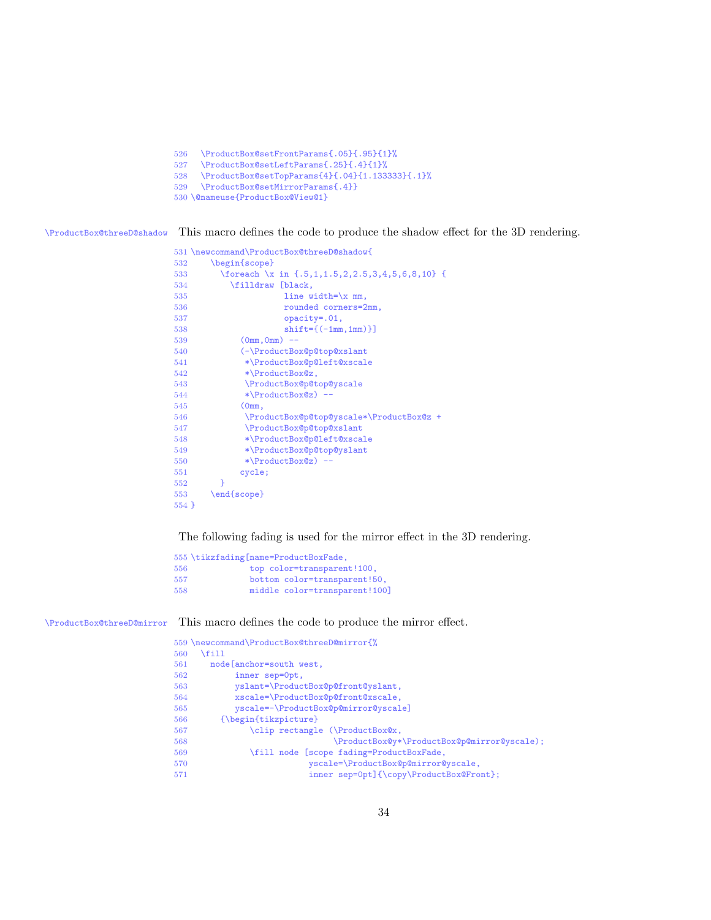```
526   \ProductBox@setFrontParams{.05}{.95}{1}%
527   \ProductBox@setLeftParams{.25}{.4}{1}%
528   \ProductBox@setTopParams{4}{.04}{1.133333}{.1}%
529   \ProductBox@setMirrorParams{.4}}
530 \@nameuse{ProductBox@View@1}
```

`\ProductBox@threeD@shadow` This macro defines the code to produce the shadow effect for the 3D rendering.

```
531 \newcommand\ProductBox@threeD@shadow{
532     \begin{scope}
533       \foreach \x in {.5,1,1.5,2,2.5,3,4,5,6,8,10} {
534         \filldraw [black,
535                    line width=\x mm,
536                    rounded corners=2mm,
537                    opacity=.01,
538                    shift={(-1mm,1mm)}]
539           (0mm,0mm) --
540           (-\ProductBox@p@top@xslant
541            *\ProductBox@p@left@xscale
542            *\ProductBox@z,
543            \ProductBox@p@top@yscale
544            *\ProductBox@z) --
545           (0mm,
546            \ProductBox@p@top@yscale*\ProductBox@z +
547            \ProductBox@p@top@xslant
548            *\ProductBox@p@left@xscale
549            *\ProductBox@p@top@yslant
550            *\ProductBox@z) --
551           cycle;
552       }
553     \end{scope}
554 }
```

The following fading is used for the mirror effect in the 3D rendering.

```
555 \tikzfading[name=ProductBoxFade,
556             top color=transparent!100,
557             bottom color=transparent!50,
558             middle color=transparent!100]
```

`\ProductBox@threeD@mirror` This macro defines the code to produce the mirror effect.

```
559 \newcommand\ProductBox@threeD@mirror{%
560   \fill
561     node[anchor=south west,
562          inner sep=0pt,
563          yslant=\ProductBox@p@front@yslant,
564          xscale=\ProductBox@p@front@xscale,
565          yscale=-\ProductBox@p@mirror@yscale]
566       {\begin{tikzpicture}
567             \clip rectangle (\ProductBox@x,
568                              \ProductBox@y*\ProductBox@p@mirror@yscale);
569             \fill node [scope fading=ProductBoxFade,
570                         yscale=\ProductBox@p@mirror@yscale,
571                         inner sep=0pt]{\copy\ProductBox@Front};
```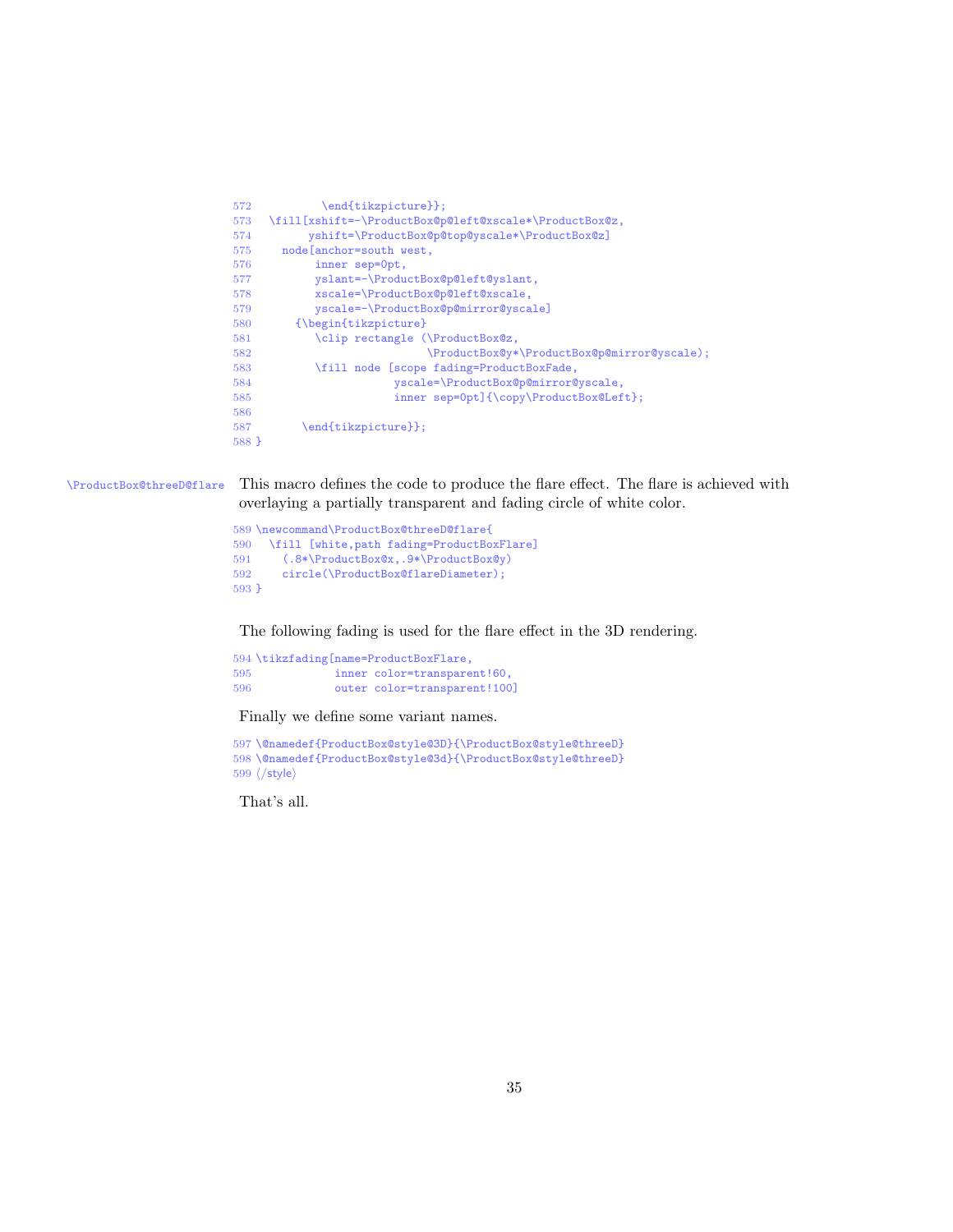```
572          \end{tikzpicture}};
573  \fill[xshift=-\ProductBox@p@left@xscale*\ProductBox@z,
574        yshift=\ProductBox@p@top@yscale*\ProductBox@z]
575    node[anchor=south west,
576         inner sep=0pt,
577         yslant=-\ProductBox@p@left@yslant,
578         xscale=\ProductBox@p@left@xscale,
579         yscale=-\ProductBox@p@mirror@yscale]
580      {\begin{tikzpicture}
581         \clip rectangle (\ProductBox@z,
582                          \ProductBox@y*\ProductBox@p@mirror@yscale);
583         \fill node [scope fading=ProductBoxFade,
584                     yscale=\ProductBox@p@mirror@yscale,
585                     inner sep=0pt]{\copy\ProductBox@Left};
586
587       \end{tikzpicture}};
588 }
```

`\ProductBox@threeD@flare` This macro defines the code to produce the flare effect. The flare is achieved with overlaying a partially transparent and fading circle of white color.

```
589 \newcommand\ProductBox@threeD@flare{
590   \fill [white,path fading=ProductBoxFlare]
591     (.8*\ProductBox@x,.9*\ProductBox@y)
592     circle(\ProductBox@flareDiameter);
593 }
```

The following fading is used for the flare effect in the 3D rendering.

```
594 \tikzfading[name=ProductBoxFlare,
595             inner color=transparent!60,
596             outer color=transparent!100]
```

Finally we define some variant names.

```
597 \@namedef{ProductBox@style@3D}{\ProductBox@style@threeD}
598 \@namedef{ProductBox@style@3d}{\ProductBox@style@threeD}
599 ⟨/style⟩
```

That's all.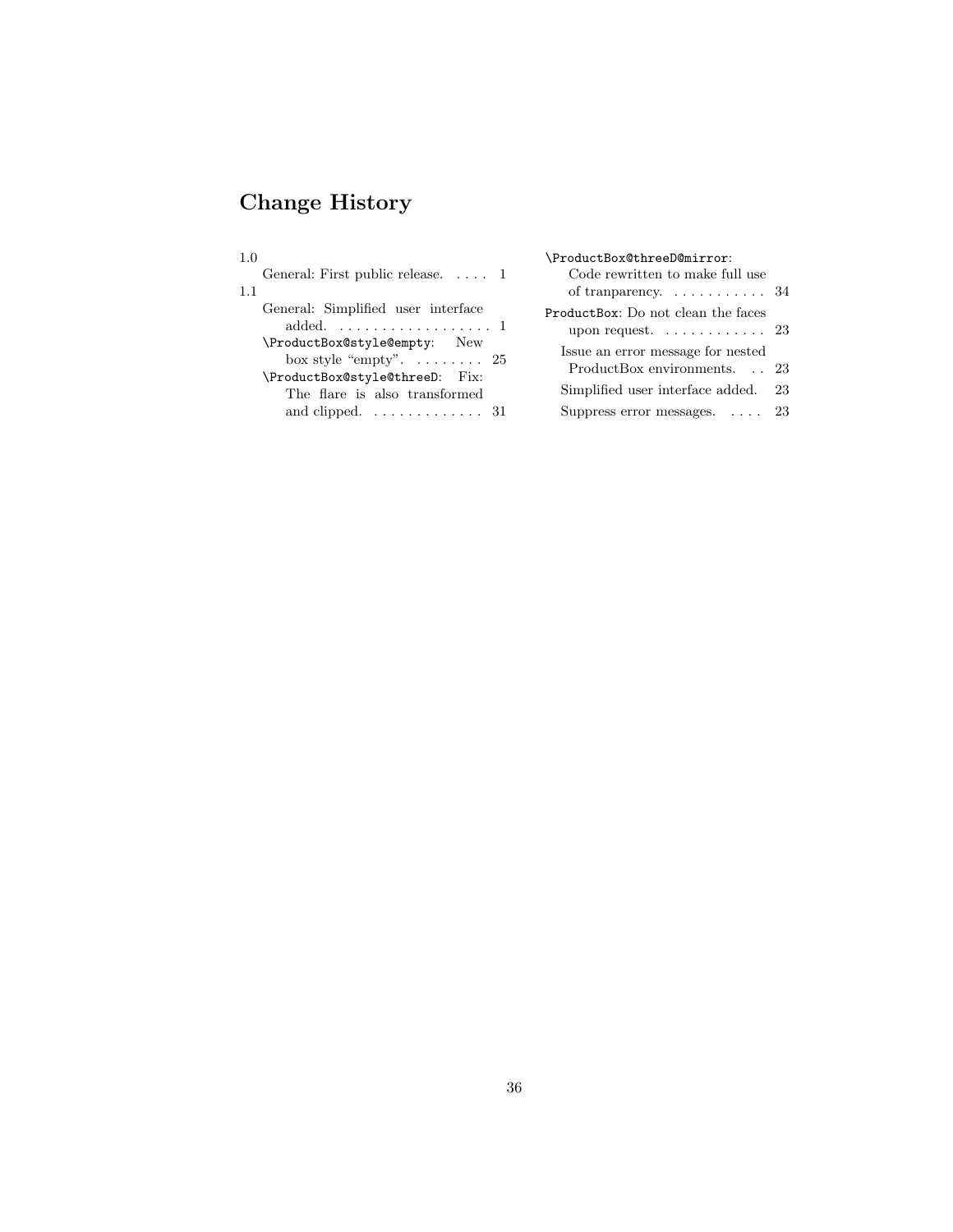# Change History

1.0

- General: First public release. . . . . 1

1.1

- General: Simplified user interface added. . . . . . . . . . . . . . . . . . . 1
- `\ProductBox@style@empty`: New box style "empty". . . . . . . . 25
- `\ProductBox@style@threeD`: Fix: The flare is also transformed and clipped. . . . . . . . . . . . . . 31
- `\ProductBox@threeD@mirror`: Code rewritten to make full use of tranparency. . . . . . . . . . . 34
- `ProductBox`: Do not clean the faces upon request. . . . . . . . . . . . 23
  - Issue an error message for nested ProductBox environments. . . 23
  - Simplified user interface added. 23
  - Suppress error messages. . . . . 23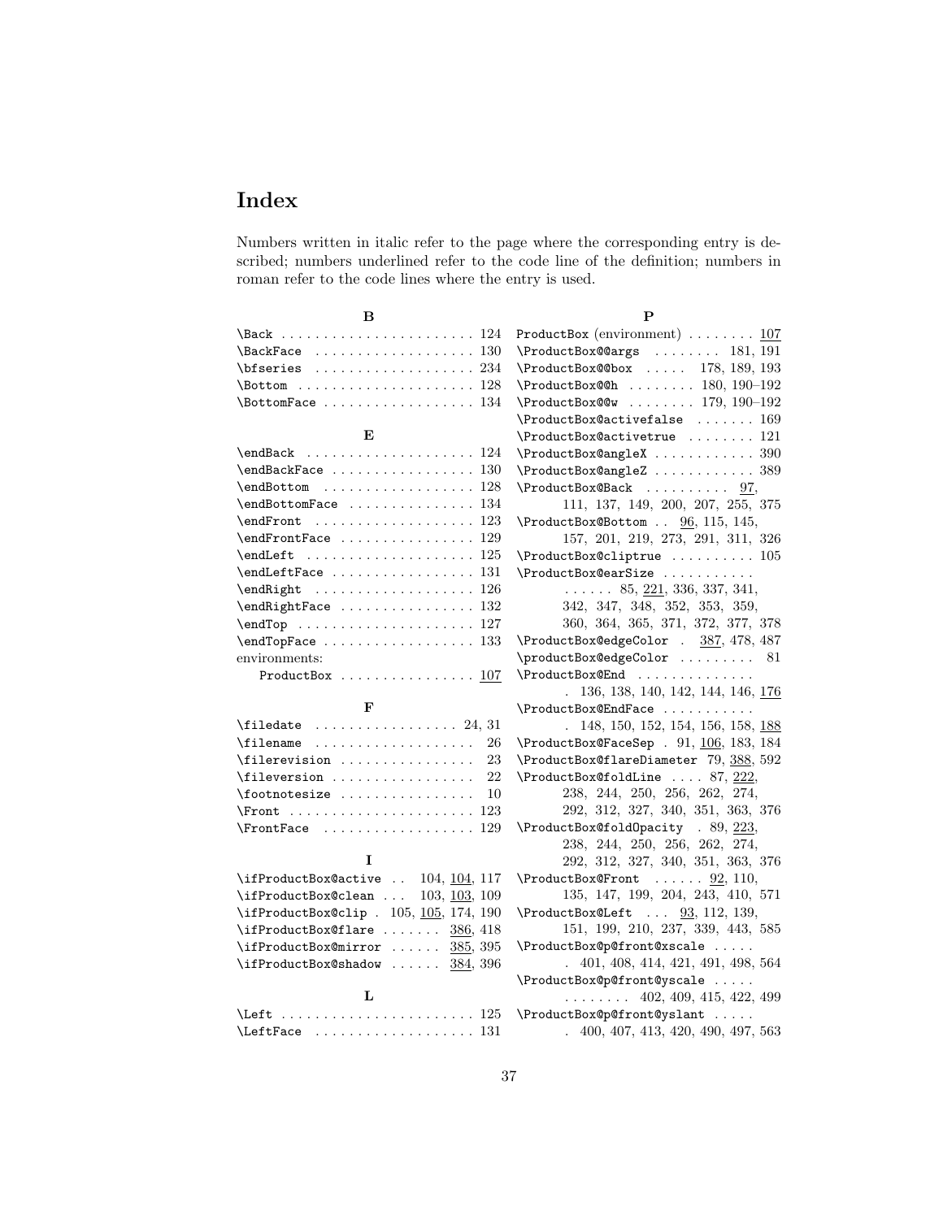# Index

Numbers written in italic refer to the page where the corresponding entry is described; numbers underlined refer to the code line of the definition; numbers in roman refer to the code lines where the entry is used.

**B**

\Back . . . . . . . . . . . . . . . . . . . . . . 124
\BackFace . . . . . . . . . . . . . . . . . . . 130
\bfseries . . . . . . . . . . . . . . . . . . . 234
\Bottom . . . . . . . . . . . . . . . . . . . . . 128
\BottomFace . . . . . . . . . . . . . . . . . . 134

**E**

\endBack . . . . . . . . . . . . . . . . . . . . 124
\endBackFace . . . . . . . . . . . . . . . . . 130
\endBottom . . . . . . . . . . . . . . . . . . 128
\endBottomFace . . . . . . . . . . . . . . . 134
\endFront . . . . . . . . . . . . . . . . . . . 123
\endFrontFace . . . . . . . . . . . . . . . . 129
\endLeft . . . . . . . . . . . . . . . . . . . . 125
\endLeftFace . . . . . . . . . . . . . . . . . 131
\endRight . . . . . . . . . . . . . . . . . . . 126
\endRightFace . . . . . . . . . . . . . . . . 132
\endTop . . . . . . . . . . . . . . . . . . . . . 127
\endTopFace . . . . . . . . . . . . . . . . . . 133
environments:
  ProductBox . . . . . . . . . . . . . . . . 107

**F**

\filedate . . . . . . . . . . . . . . . . . 24, 31
\filename . . . . . . . . . . . . . . . . . . . 26
\filerevision . . . . . . . . . . . . . . . . 23
\fileversion . . . . . . . . . . . . . . . . . 22
\footnotesize . . . . . . . . . . . . . . . . 10
\Front . . . . . . . . . . . . . . . . . . . . . . 123
\FrontFace . . . . . . . . . . . . . . . . . . 129

**I**

\ifProductBox@active . . 104, 104, 117
\ifProductBox@clean . . . 103, 103, 109
\ifProductBox@clip . 105, 105, 174, 190
\ifProductBox@flare . . . . . . . 386, 418
\ifProductBox@mirror . . . . . . 385, 395
\ifProductBox@shadow . . . . . . 384, 396

**L**

\Left . . . . . . . . . . . . . . . . . . . . . . . 125
\LeftFace . . . . . . . . . . . . . . . . . . . 131

**P**

ProductBox (environment) . . . . . . . . 107
\ProductBox@@args . . . . . . . . 181, 191
\ProductBox@@box . . . . . 178, 189, 193
\ProductBox@@h . . . . . . . . 180, 190–192
\ProductBox@@w . . . . . . . . 179, 190–192
\ProductBox@activefalse . . . . . . . 169
\ProductBox@activetrue . . . . . . . . 121
\ProductBox@angleX . . . . . . . . . . . . 390
\ProductBox@angleZ . . . . . . . . . . . . 389
\ProductBox@Back . . . . . . . . . . 97, 111, 137, 149, 200, 207, 255, 375
\ProductBox@Bottom . . 96, 115, 145, 157, 201, 219, 273, 291, 311, 326
\ProductBox@cliptrue . . . . . . . . . . 105
\ProductBox@earSize . . . . . . . . . . . . . . . . . 85, 221, 336, 337, 341, 342, 347, 348, 352, 353, 359, 360, 364, 365, 371, 372, 377, 378
\ProductBox@edgeColor . 387, 478, 487
\productBox@edgeColor . . . . . . . . . 81
\ProductBox@End . . . . . . . . . . . . . . . 136, 138, 140, 142, 144, 146, 176
\ProductBox@EndFace . . . . . . . . . . . . 148, 150, 152, 154, 156, 158, 188
\ProductBox@FaceSep . 91, 106, 183, 184
\ProductBox@flareDiameter 79, 388, 592
\ProductBox@foldLine . . . . 87, 222, 238, 244, 250, 256, 262, 274, 292, 312, 327, 340, 351, 363, 376
\ProductBox@foldOpacity . 89, 223, 238, 244, 250, 256, 262, 274, 292, 312, 327, 340, 351, 363, 376
\ProductBox@Front . . . . . . 92, 110, 135, 147, 199, 204, 243, 410, 571
\ProductBox@Left . . . 93, 112, 139, 151, 199, 210, 237, 339, 443, 585
\ProductBox@p@front@xscale . . . . . . 401, 408, 414, 421, 491, 498, 564
\ProductBox@p@front@yscale . . . . . . . . . . . . 402, 409, 415, 422, 499
\ProductBox@p@front@yslant . . . . . . 400, 407, 413, 420, 490, 497, 563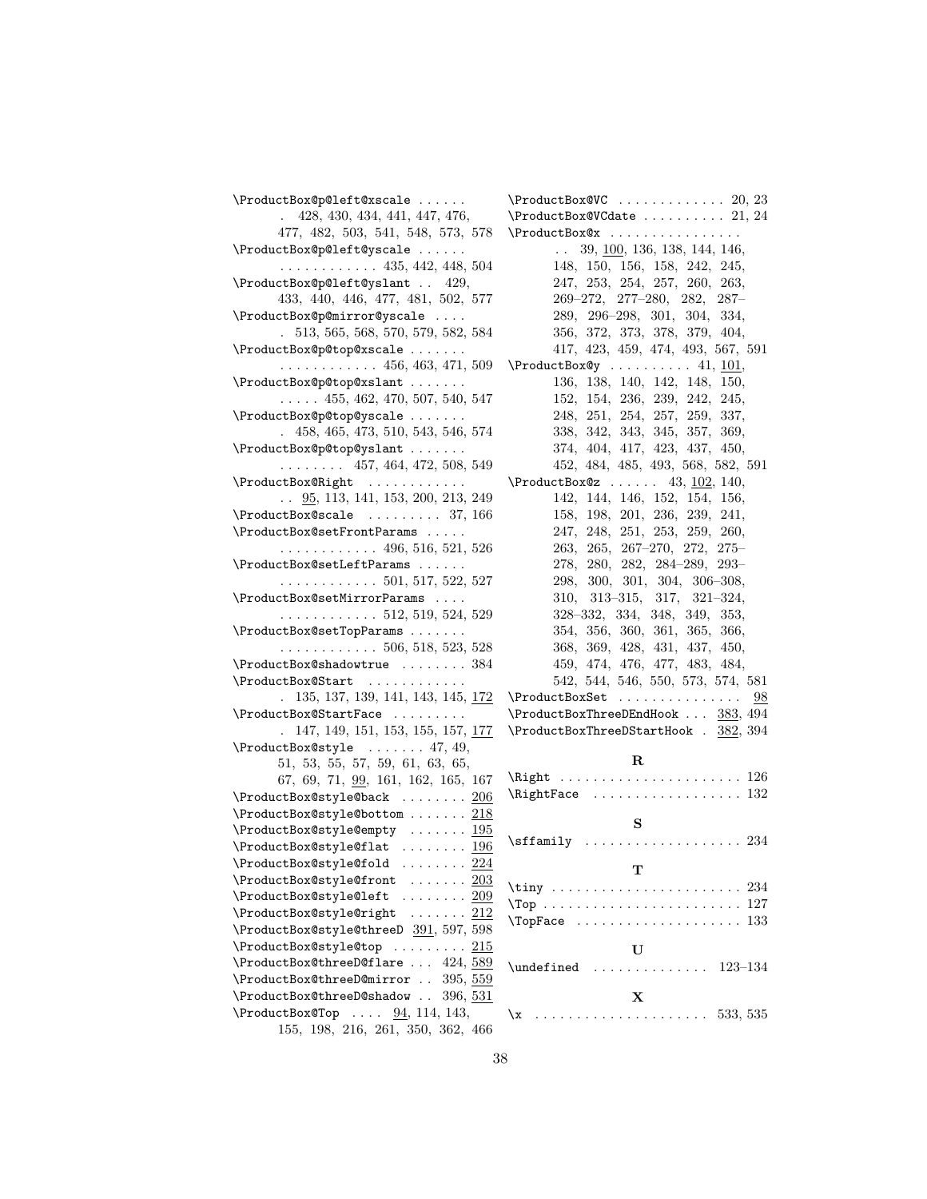\ProductBox@p@left@xscale . . . . . . 428, 430, 434, 441, 447, 476, 477, 482, 503, 541, 548, 573, 578
\ProductBox@p@left@yscale . . . . . . 435, 442, 448, 504
\ProductBox@p@left@yslant . . 429, 433, 440, 446, 477, 481, 502, 577
\ProductBox@p@mirror@yscale . . . . 513, 565, 568, 570, 579, 582, 584
\ProductBox@p@top@xscale . . . . . . . 456, 463, 471, 509
\ProductBox@p@top@xslant . . . . . . . 455, 462, 470, 507, 540, 547
\ProductBox@p@top@yscale . . . . . . . 458, 465, 473, 510, 543, 546, 574
\ProductBox@p@top@yslant . . . . . . . 457, 464, 472, 508, 549
\ProductBox@Right . . . . . . . . . . . . 95, 113, 141, 153, 200, 213, 249
\ProductBox@scale . . . . . . . . . 37, 166
\ProductBox@setFrontParams . . . . . 496, 516, 521, 526
\ProductBox@setLeftParams . . . . . . 501, 517, 522, 527
\ProductBox@setMirrorParams . . . . 512, 519, 524, 529
\ProductBox@setTopParams . . . . . . . 506, 518, 523, 528
\ProductBox@shadowtrue . . . . . . . . 384
\ProductBox@Start . . . . . . . . . . . . 135, 137, 139, 141, 143, 145, 172
\ProductBox@StartFace . . . . . . . . . 147, 149, 151, 153, 155, 157, 177
\ProductBox@style . . . . . . . 47, 49, 51, 53, 55, 57, 59, 61, 63, 65, 67, 69, 71, 99, 161, 162, 165, 167
\ProductBox@style@back . . . . . . . . 206
\ProductBox@style@bottom . . . . . . . 218
\ProductBox@style@empty . . . . . . . 195
\ProductBox@style@flat . . . . . . . . 196
\ProductBox@style@fold . . . . . . . . 224
\ProductBox@style@front . . . . . . . 203
\ProductBox@style@left . . . . . . . . 209
\ProductBox@style@right . . . . . . . 212
\ProductBox@style@threeD 391, 597, 598
\ProductBox@style@top . . . . . . . . . 215
\ProductBox@threeD@flare . . . 424, 589
\ProductBox@threeD@mirror . . 395, 559
\ProductBox@threeD@shadow . . 396, 531
\ProductBox@Top . . . . 94, 114, 143, 155, 198, 216, 261, 350, 362, 466
\ProductBox@VC . . . . . . . . . . . . . 20, 23
\ProductBox@VCdate . . . . . . . . . . 21, 24
\ProductBox@x . . . . . . . . . . . . . . . . 39, 100, 136, 138, 144, 146, 148, 150, 156, 158, 242, 245, 247, 253, 254, 257, 260, 263, 269–272, 277–280, 282, 287–289, 296–298, 301, 304, 334, 356, 372, 373, 378, 379, 404, 417, 423, 459, 474, 493, 567, 591
\ProductBox@y . . . . . . . . . . 41, 101, 136, 138, 140, 142, 148, 150, 152, 154, 236, 239, 242, 245, 248, 251, 254, 257, 259, 337, 338, 342, 343, 345, 357, 369, 374, 404, 417, 423, 437, 450, 452, 484, 485, 493, 568, 582, 591
\ProductBox@z . . . . . . 43, 102, 140, 142, 144, 146, 152, 154, 156, 158, 198, 201, 236, 239, 241, 247, 248, 251, 253, 259, 260, 263, 265, 267–270, 272, 275–278, 280, 282, 284–289, 293–298, 300, 301, 304, 306–308, 310, 313–315, 317, 321–324, 328–332, 334, 348, 349, 353, 354, 356, 360, 361, 365, 366, 368, 369, 428, 431, 437, 450, 459, 474, 476, 477, 483, 484, 542, 544, 546, 550, 573, 574, 581
\ProductBoxSet . . . . . . . . . . . . . . . 98
\ProductBoxThreeDEndHook . . . 383, 494
\ProductBoxThreeDStartHook . 382, 394

**R**

\Right . . . . . . . . . . . . . . . . . . . . . . 126
\RightFace . . . . . . . . . . . . . . . . . . 132

**S**

\sffamily . . . . . . . . . . . . . . . . . . . 234

**T**

\tiny . . . . . . . . . . . . . . . . . . . . . . . 234
\Top . . . . . . . . . . . . . . . . . . . . . . . . 127
\TopFace . . . . . . . . . . . . . . . . . . . . 133

**U**

\undefined . . . . . . . . . . . . . . 123–134

**X**

\x . . . . . . . . . . . . . . . . . . . . . 533, 535